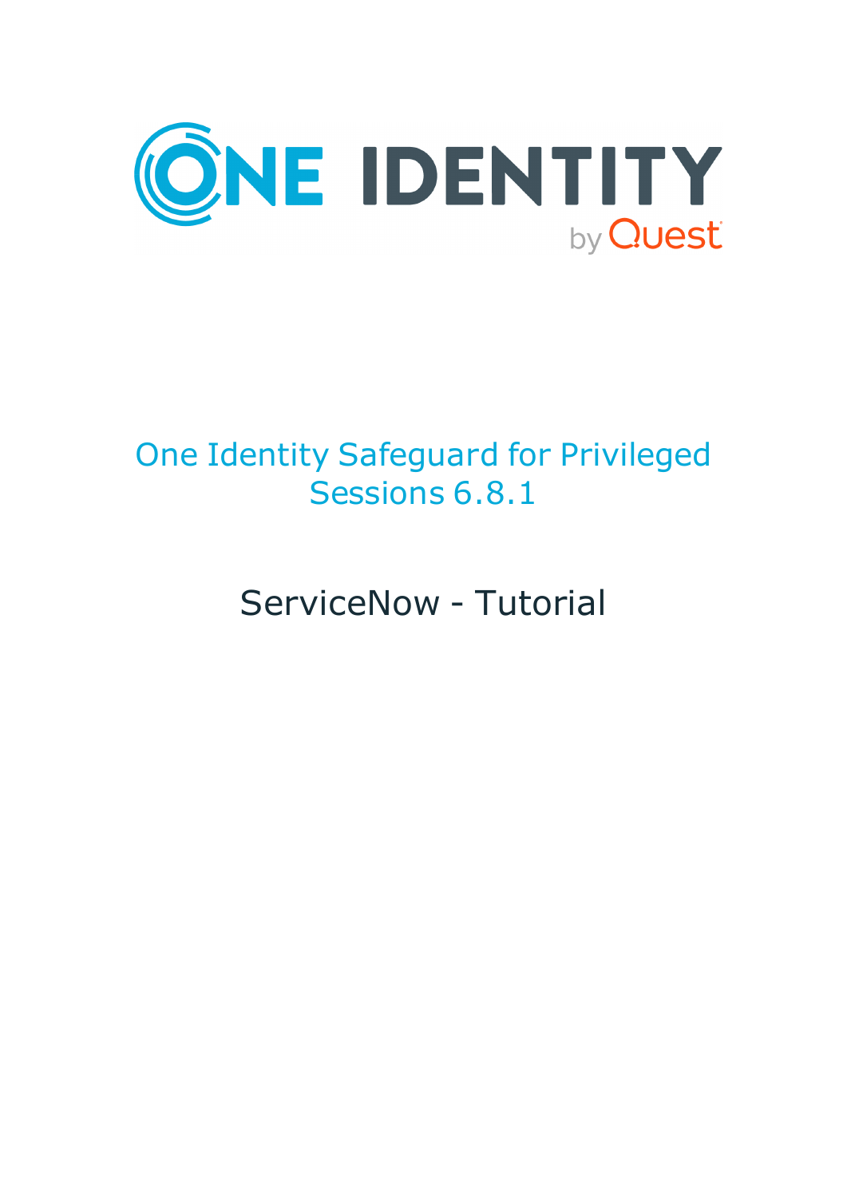# One Identity Safeguard for Privileged Sessions 6.8.1

## ServiceNow - Tutorial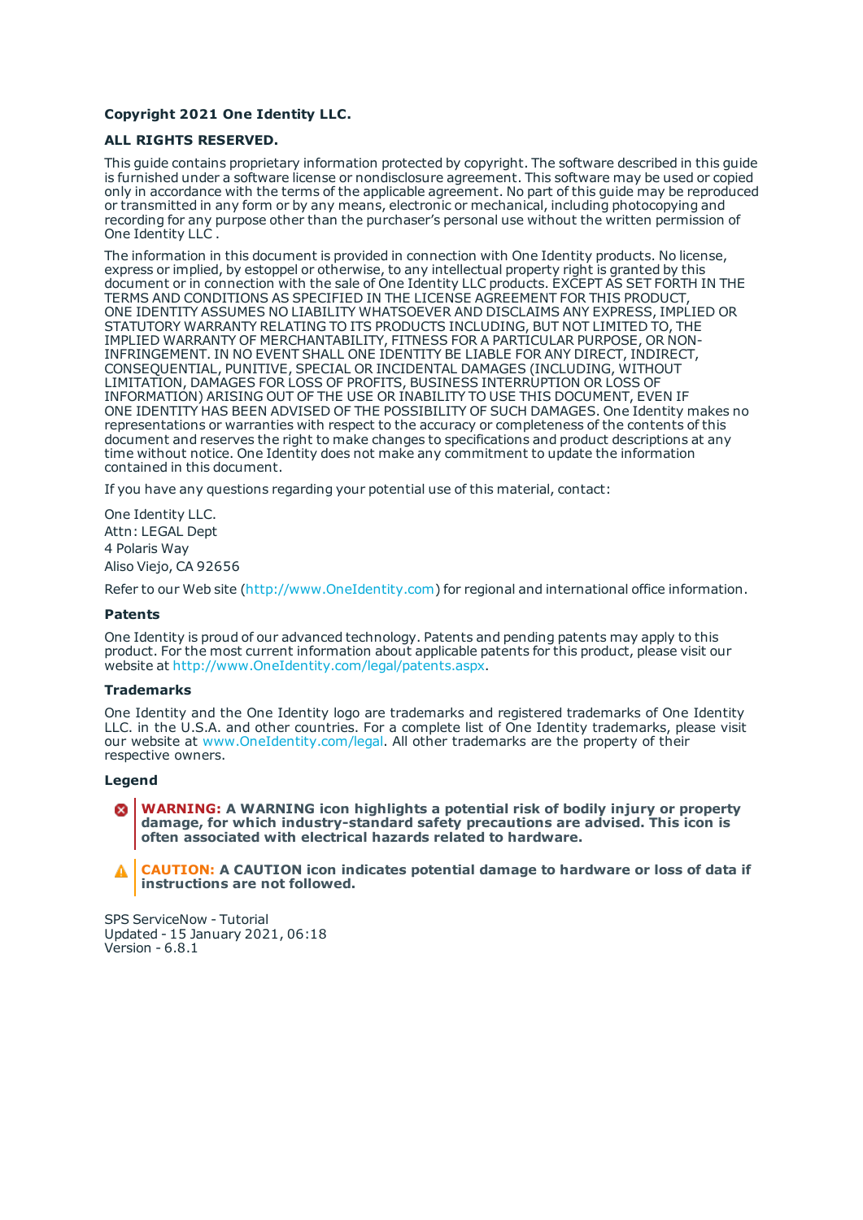**Copyright 2021 One Identity LLC.**

**ALL RIGHTS RESERVED.**

This guide contains proprietary information protected by copyright. The software described in this guide is furnished under a software license or nondisclosure agreement. This software may be used or copied only in accordance with the terms of the applicable agreement. No part of this guide may be reproduced or transmitted in any form or by any means, electronic or mechanical, including photocopying and recording for any purpose other than the purchaser's personal use without the written permission of One Identity LLC .

The information in this document is provided in connection with One Identity products. No license, express or implied, by estoppel or otherwise, to any intellectual property right is granted by this document or in connection with the sale of One Identity LLC products. EXCEPT AS SET FORTH IN THE TERMS AND CONDITIONS AS SPECIFIED IN THE LICENSE AGREEMENT FOR THIS PRODUCT, ONE IDENTITY ASSUMES NO LIABILITY WHATSOEVER AND DISCLAIMS ANY EXPRESS, IMPLIED OR STATUTORY WARRANTY RELATING TO ITS PRODUCTS INCLUDING, BUT NOT LIMITED TO, THE IMPLIED WARRANTY OF MERCHANTABILITY, FITNESS FOR A PARTICULAR PURPOSE, OR NON-INFRINGEMENT. IN NO EVENT SHALL ONE IDENTITY BE LIABLE FOR ANY DIRECT, INDIRECT, CONSEQUENTIAL, PUNITIVE, SPECIAL OR INCIDENTAL DAMAGES (INCLUDING, WITHOUT LIMITATION, DAMAGES FOR LOSS OF PROFITS, BUSINESS INTERRUPTION OR LOSS OF INFORMATION) ARISING OUT OF THE USE OR INABILITY TO USE THIS DOCUMENT, EVEN IF ONE IDENTITY HAS BEEN ADVISED OF THE POSSIBILITY OF SUCH DAMAGES. One Identity makes no representations or warranties with respect to the accuracy or completeness of the contents of this document and reserves the right to make changes to specifications and product descriptions at any time without notice. One Identity does not make any commitment to update the information contained in this document.

If you have any questions regarding your potential use of this material, contact:

One Identity LLC.  
Attn: LEGAL Dept  
4 Polaris Way  
Aliso Viejo, CA 92656

Refer to our Web site (http://www.OneIdentity.com) for regional and international office information.

**Patents**

One Identity is proud of our advanced technology. Patents and pending patents may apply to this product. For the most current information about applicable patents for this product, please visit our website at http://www.OneIdentity.com/legal/patents.aspx.

**Trademarks**

One Identity and the One Identity logo are trademarks and registered trademarks of One Identity LLC. in the U.S.A. and other countries. For a complete list of One Identity trademarks, please visit our website at www.OneIdentity.com/legal. All other trademarks are the property of their respective owners.

**Legend**

**WARNING: A WARNING icon highlights a potential risk of bodily injury or property damage, for which industry-standard safety precautions are advised. This icon is often associated with electrical hazards related to hardware.**

**CAUTION: A CAUTION icon indicates potential damage to hardware or loss of data if instructions are not followed.**

SPS ServiceNow - Tutorial  
Updated - 15 January 2021, 06:18  
Version - 6.8.1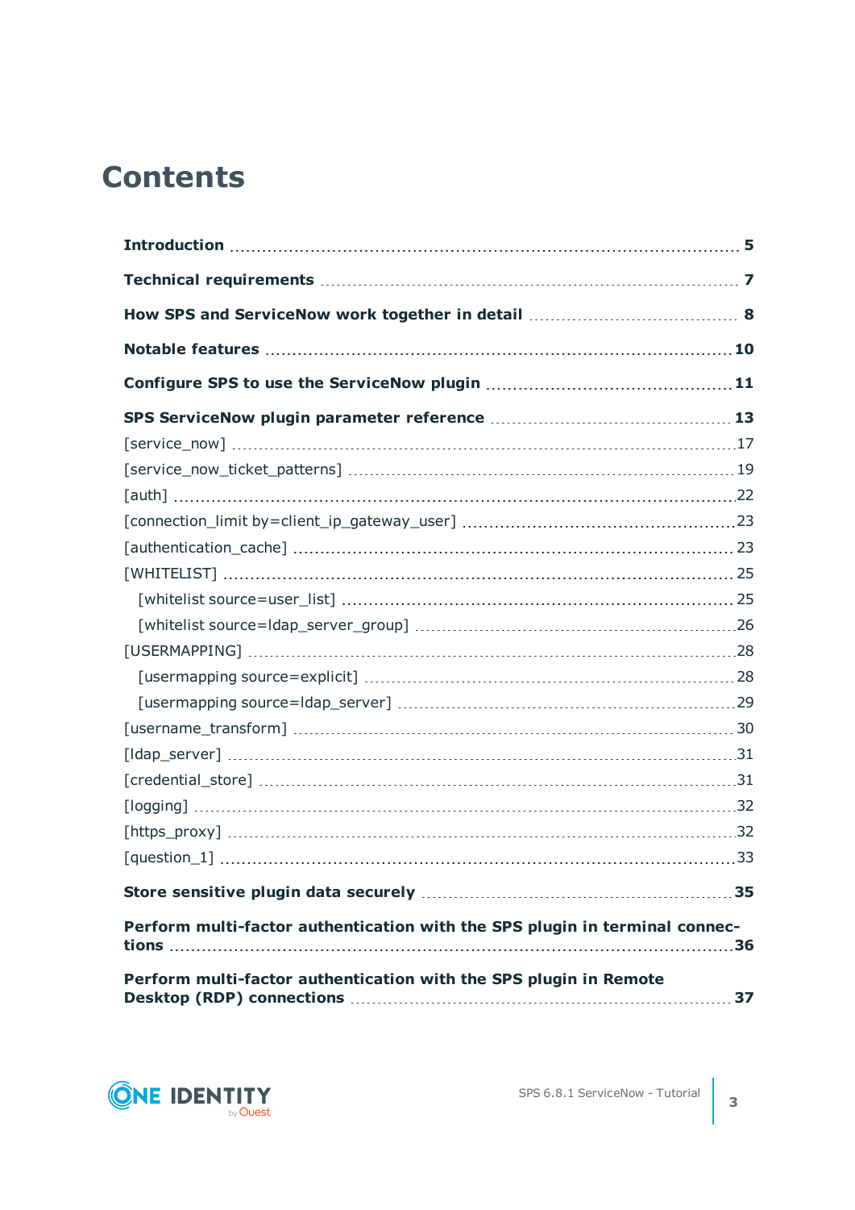# Contents

**Introduction** 5

**Technical requirements** 7

**How SPS and ServiceNow work together in detail** 8

**Notable features** 10

**Configure SPS to use the ServiceNow plugin** 11

**SPS ServiceNow plugin parameter reference** 13

- [service_now] 17
- [service_now_ticket_patterns] 19
- [auth] 22
- [connection_limit by=client_ip_gateway_user] 23
- [authentication_cache] 23
- [WHITELIST] 25
  - [whitelist source=user_list] 25
  - [whitelist source=ldap_server_group] 26
- [USERMAPPING] 28
  - [usermapping source=explicit] 28
  - [usermapping source=ldap_server] 29
- [username_transform] 30
- [ldap_server] 31
- [credential_store] 31
- [logging] 32
- [https_proxy] 32
- [question_1] 33

**Store sensitive plugin data securely** 35

**Perform multi-factor authentication with the SPS plugin in terminal connections** 36

**Perform multi-factor authentication with the SPS plugin in Remote Desktop (RDP) connections** 37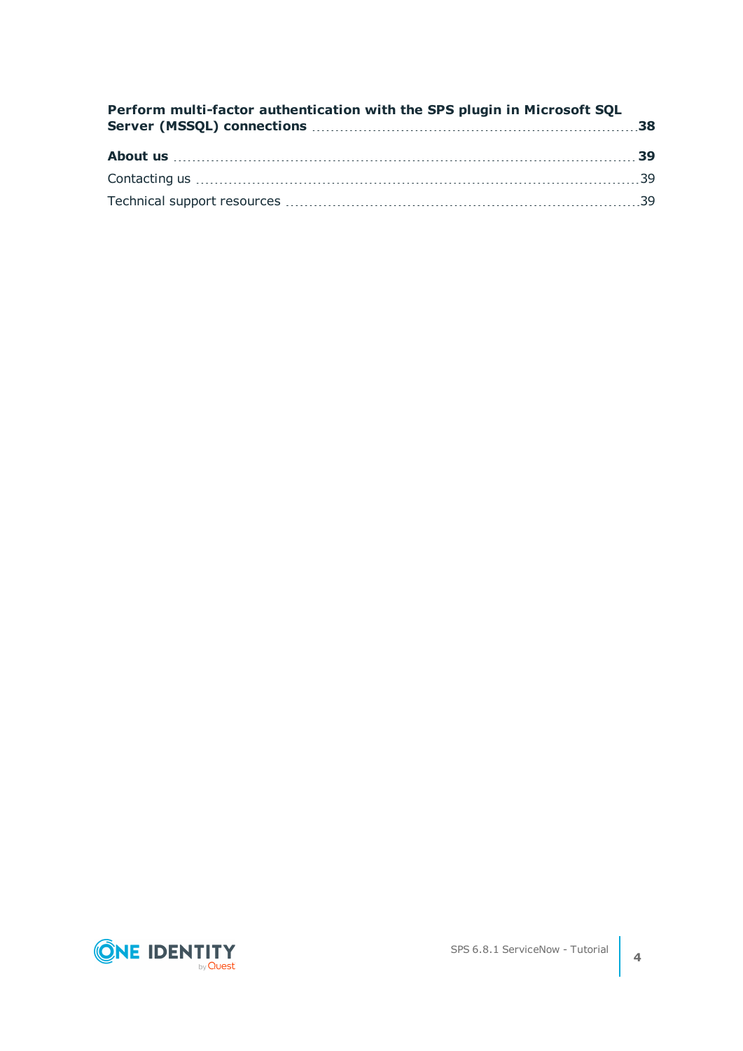**Perform multi-factor authentication with the SPS plugin in Microsoft SQL Server (MSSQL) connections 38**

**About us 39**

Contacting us 39

Technical support resources 39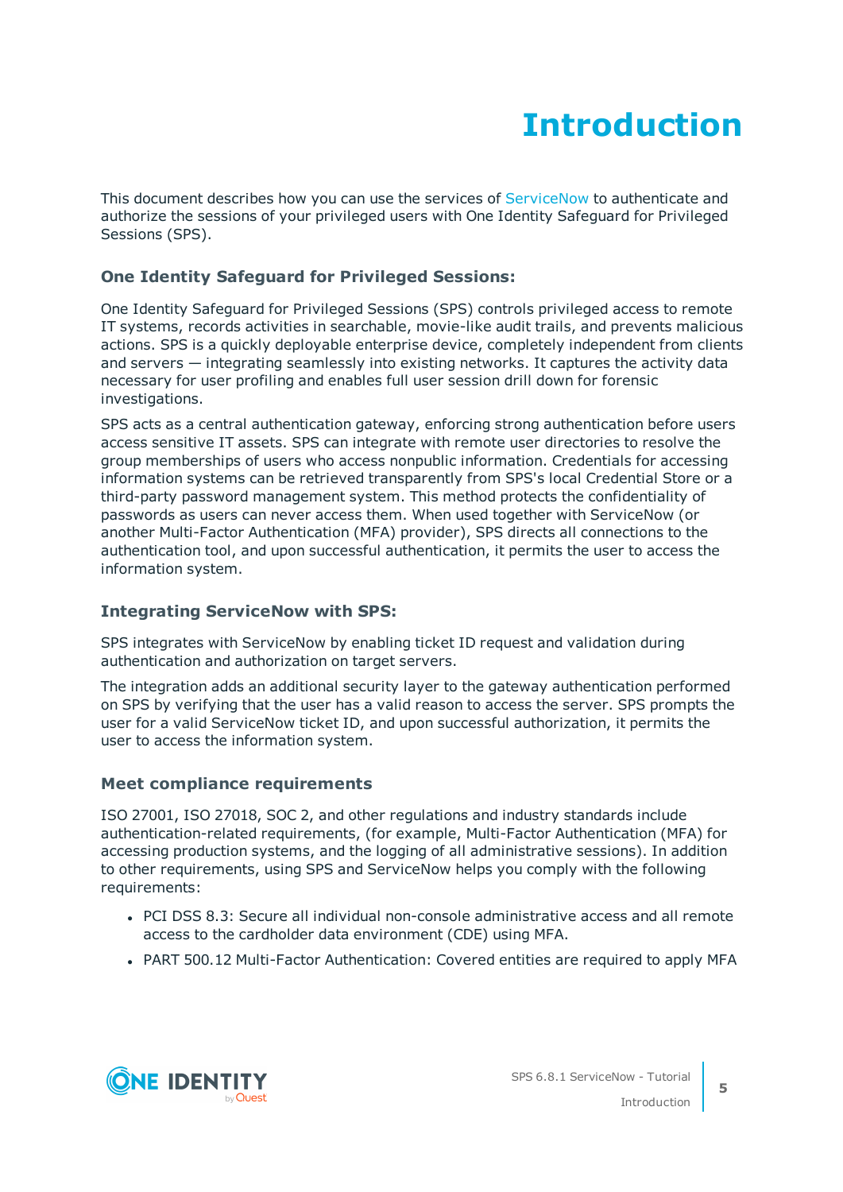# Introduction

This document describes how you can use the services of ServiceNow to authenticate and authorize the sessions of your privileged users with One Identity Safeguard for Privileged Sessions (SPS).

### One Identity Safeguard for Privileged Sessions:

One Identity Safeguard for Privileged Sessions (SPS) controls privileged access to remote IT systems, records activities in searchable, movie-like audit trails, and prevents malicious actions. SPS is a quickly deployable enterprise device, completely independent from clients and servers — integrating seamlessly into existing networks. It captures the activity data necessary for user profiling and enables full user session drill down for forensic investigations.

SPS acts as a central authentication gateway, enforcing strong authentication before users access sensitive IT assets. SPS can integrate with remote user directories to resolve the group memberships of users who access nonpublic information. Credentials for accessing information systems can be retrieved transparently from SPS's local Credential Store or a third-party password management system. This method protects the confidentiality of passwords as users can never access them. When used together with ServiceNow (or another Multi-Factor Authentication (MFA) provider), SPS directs all connections to the authentication tool, and upon successful authentication, it permits the user to access the information system.

### Integrating ServiceNow with SPS:

SPS integrates with ServiceNow by enabling ticket ID request and validation during authentication and authorization on target servers.

The integration adds an additional security layer to the gateway authentication performed on SPS by verifying that the user has a valid reason to access the server. SPS prompts the user for a valid ServiceNow ticket ID, and upon successful authorization, it permits the user to access the information system.

### Meet compliance requirements

ISO 27001, ISO 27018, SOC 2, and other regulations and industry standards include authentication-related requirements, (for example, Multi-Factor Authentication (MFA) for accessing production systems, and the logging of all administrative sessions). In addition to other requirements, using SPS and ServiceNow helps you comply with the following requirements:

- PCI DSS 8.3: Secure all individual non-console administrative access and all remote access to the cardholder data environment (CDE) using MFA.
- PART 500.12 Multi-Factor Authentication: Covered entities are required to apply MFA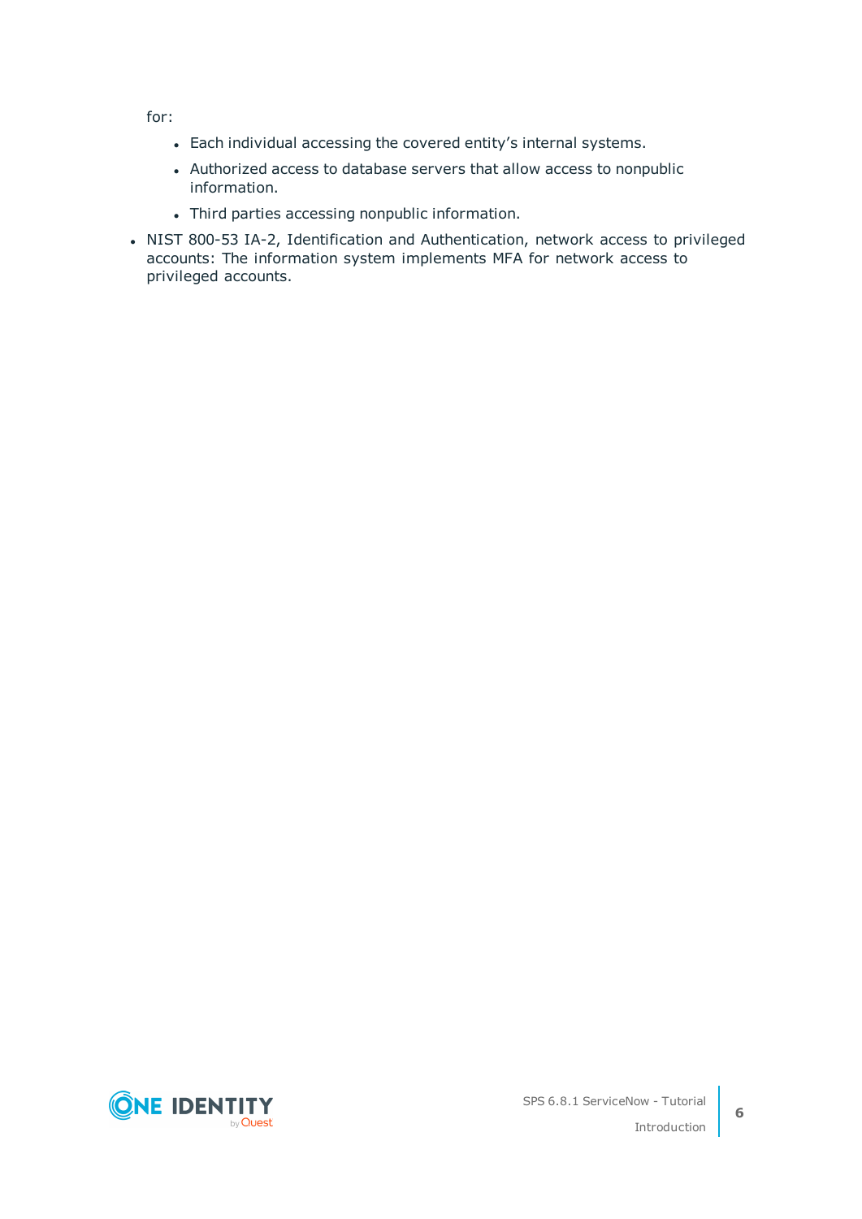for:

  - Each individual accessing the covered entity’s internal systems.
  - Authorized access to database servers that allow access to nonpublic information.
  - Third parties accessing nonpublic information.

- NIST 800-53 IA-2, Identification and Authentication, network access to privileged accounts: The information system implements MFA for network access to privileged accounts.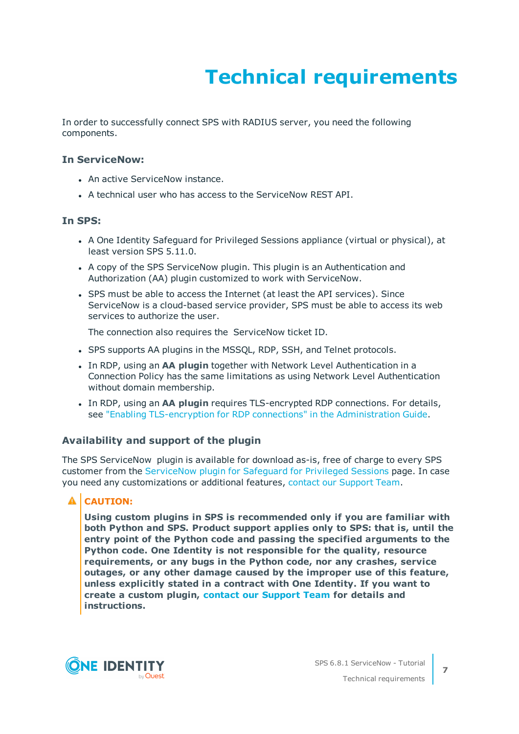# Technical requirements

In order to successfully connect SPS with RADIUS server, you need the following components.

### In ServiceNow:

- An active ServiceNow instance.
- A technical user who has access to the ServiceNow REST API.

### In SPS:

- A One Identity Safeguard for Privileged Sessions appliance (virtual or physical), at least version SPS 5.11.0.
- A copy of the SPS ServiceNow plugin. This plugin is an Authentication and Authorization (AA) plugin customized to work with ServiceNow.
- SPS must be able to access the Internet (at least the API services). Since ServiceNow is a cloud-based service provider, SPS must be able to access its web services to authorize the user.

  The connection also requires the  ServiceNow ticket ID.
- SPS supports AA plugins in the MSSQL, RDP, SSH, and Telnet protocols.
- In RDP, using an **AA plugin** together with Network Level Authentication in a Connection Policy has the same limitations as using Network Level Authentication without domain membership.
- In RDP, using an **AA plugin** requires TLS-encrypted RDP connections. For details, see "Enabling TLS-encryption for RDP connections" in the Administration Guide.

### Availability and support of the plugin

The SPS ServiceNow  plugin is available for download as-is, free of charge to every SPS customer from the ServiceNow plugin for Safeguard for Privileged Sessions page. In case you need any customizations or additional features, contact our Support Team.

**CAUTION:**

**Using custom plugins in SPS is recommended only if you are familiar with both Python and SPS. Product support applies only to SPS: that is, until the entry point of the Python code and passing the specified arguments to the Python code. One Identity is not responsible for the quality, resource requirements, or any bugs in the Python code, nor any crashes, service outages, or any other damage caused by the improper use of this feature, unless explicitly stated in a contract with One Identity. If you want to create a custom plugin, contact our Support Team for details and instructions.**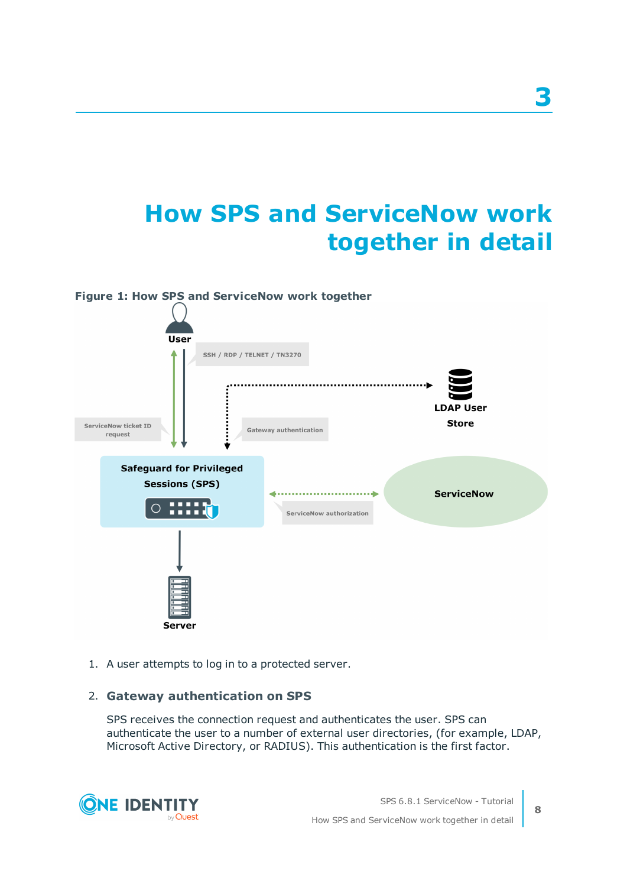# 3

# How SPS and ServiceNow work together in detail

**Figure 1: How SPS and ServiceNow work together**

1. A user attempts to log in to a protected server.

2. **Gateway authentication on SPS**

   SPS receives the connection request and authenticates the user. SPS can authenticate the user to a number of external user directories, (for example, LDAP, Microsoft Active Directory, or RADIUS). This authentication is the first factor.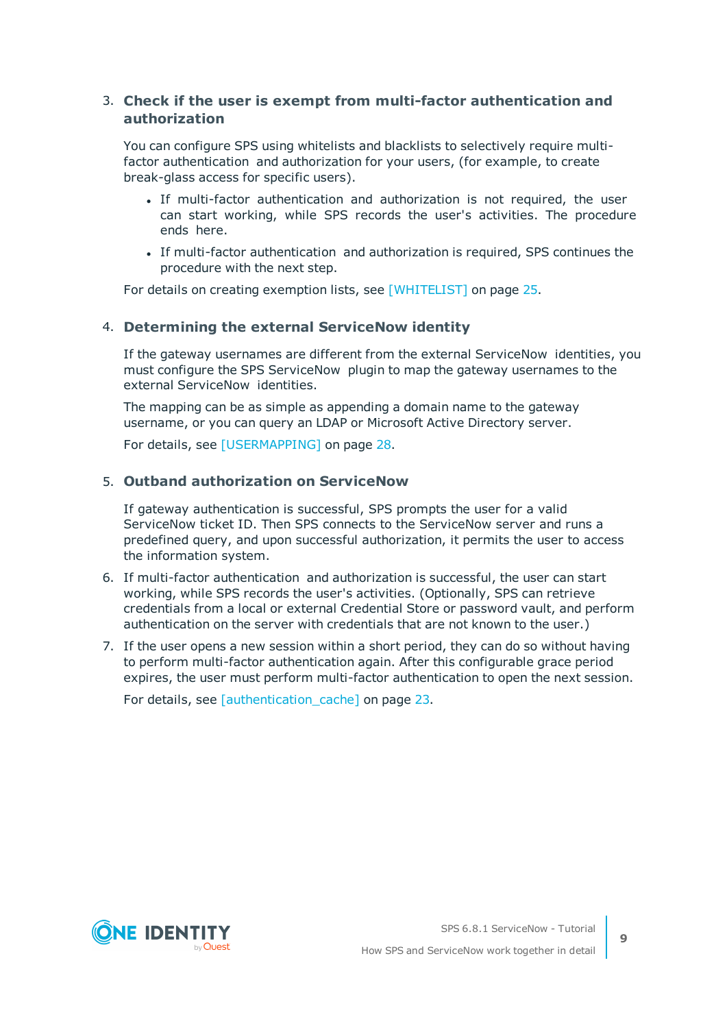3. **Check if the user is exempt from multi-factor authentication and authorization**

   You can configure SPS using whitelists and blacklists to selectively require multi-factor authentication and authorization for your users, (for example, to create break-glass access for specific users).

   - If multi-factor authentication and authorization is not required, the user can start working, while SPS records the user's activities. The procedure ends here.
   - If multi-factor authentication and authorization is required, SPS continues the procedure with the next step.

   For details on creating exemption lists, see [WHITELIST] on page 25.

4. **Determining the external ServiceNow identity**

   If the gateway usernames are different from the external ServiceNow identities, you must configure the SPS ServiceNow plugin to map the gateway usernames to the external ServiceNow identities.

   The mapping can be as simple as appending a domain name to the gateway username, or you can query an LDAP or Microsoft Active Directory server.

   For details, see [USERMAPPING] on page 28.

5. **Outband authorization on ServiceNow**

   If gateway authentication is successful, SPS prompts the user for a valid ServiceNow ticket ID. Then SPS connects to the ServiceNow server and runs a predefined query, and upon successful authorization, it permits the user to access the information system.

6. If multi-factor authentication and authorization is successful, the user can start working, while SPS records the user's activities. (Optionally, SPS can retrieve credentials from a local or external Credential Store or password vault, and perform authentication on the server with credentials that are not known to the user.)

7. If the user opens a new session within a short period, they can do so without having to perform multi-factor authentication again. After this configurable grace period expires, the user must perform multi-factor authentication to open the next session.

   For details, see [authentication_cache] on page 23.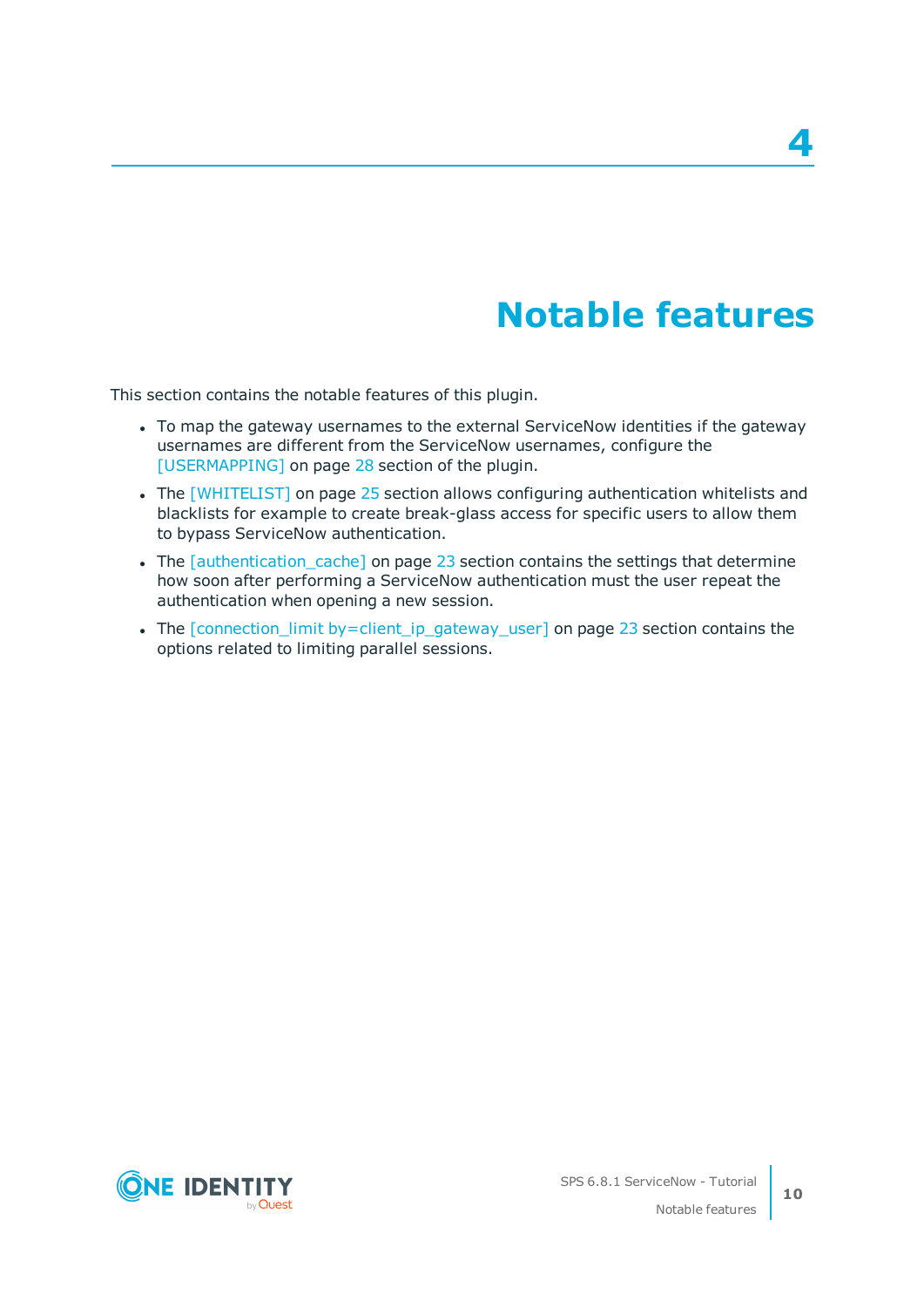# 4 Notable features

This section contains the notable features of this plugin.

- To map the gateway usernames to the external ServiceNow identities if the gateway usernames are different from the ServiceNow usernames, configure the [USERMAPPING] on page 28 section of the plugin.
- The [WHITELIST] on page 25 section allows configuring authentication whitelists and blacklists for example to create break-glass access for specific users to allow them to bypass ServiceNow authentication.
- The [authentication_cache] on page 23 section contains the settings that determine how soon after performing a ServiceNow authentication must the user repeat the authentication when opening a new session.
- The [connection_limit by=client_ip_gateway_user] on page 23 section contains the options related to limiting parallel sessions.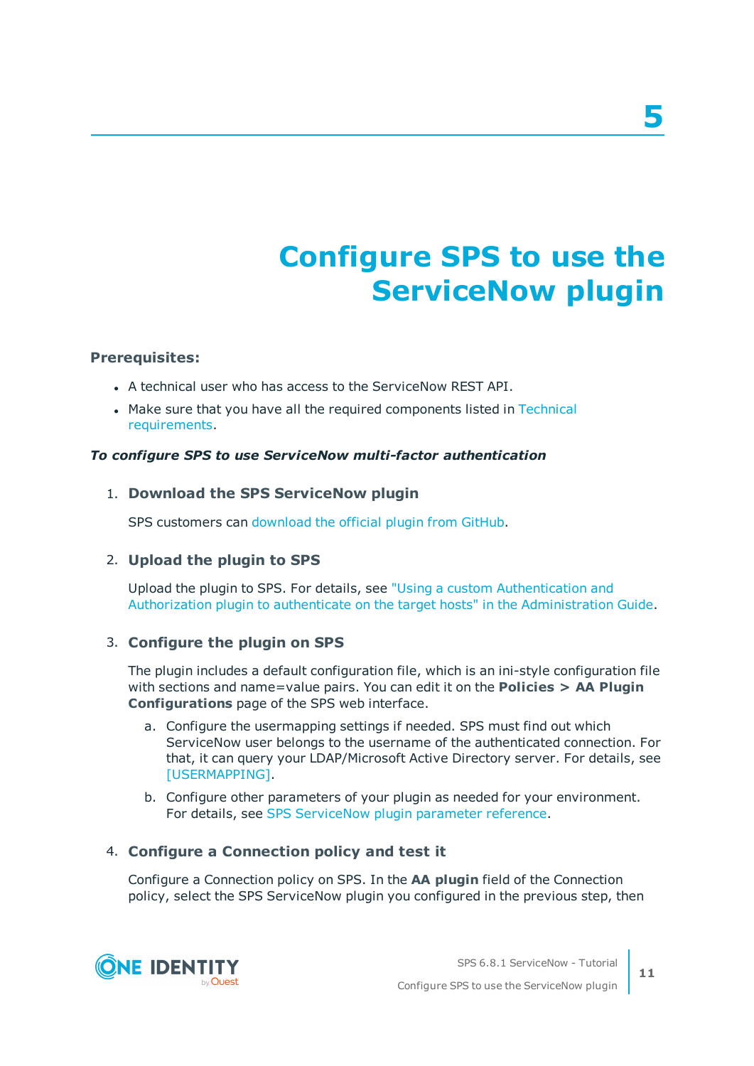# 5 Configure SPS to use the ServiceNow plugin

**Prerequisites:**

- A technical user who has access to the ServiceNow REST API.
- Make sure that you have all the required components listed in Technical requirements.

***To configure SPS to use ServiceNow multi-factor authentication***

1. **Download the SPS ServiceNow plugin**

   SPS customers can download the official plugin from GitHub.

2. **Upload the plugin to SPS**

   Upload the plugin to SPS. For details, see "Using a custom Authentication and Authorization plugin to authenticate on the target hosts" in the Administration Guide.

3. **Configure the plugin on SPS**

   The plugin includes a default configuration file, which is an ini-style configuration file with sections and name=value pairs. You can edit it on the **Policies > AA Plugin Configurations** page of the SPS web interface.

   a. Configure the usermapping settings if needed. SPS must find out which ServiceNow user belongs to the username of the authenticated connection. For that, it can query your LDAP/Microsoft Active Directory server. For details, see [USERMAPPING].

   b. Configure other parameters of your plugin as needed for your environment. For details, see SPS ServiceNow plugin parameter reference.

4. **Configure a Connection policy and test it**

   Configure a Connection policy on SPS. In the **AA plugin** field of the Connection policy, select the SPS ServiceNow plugin you configured in the previous step, then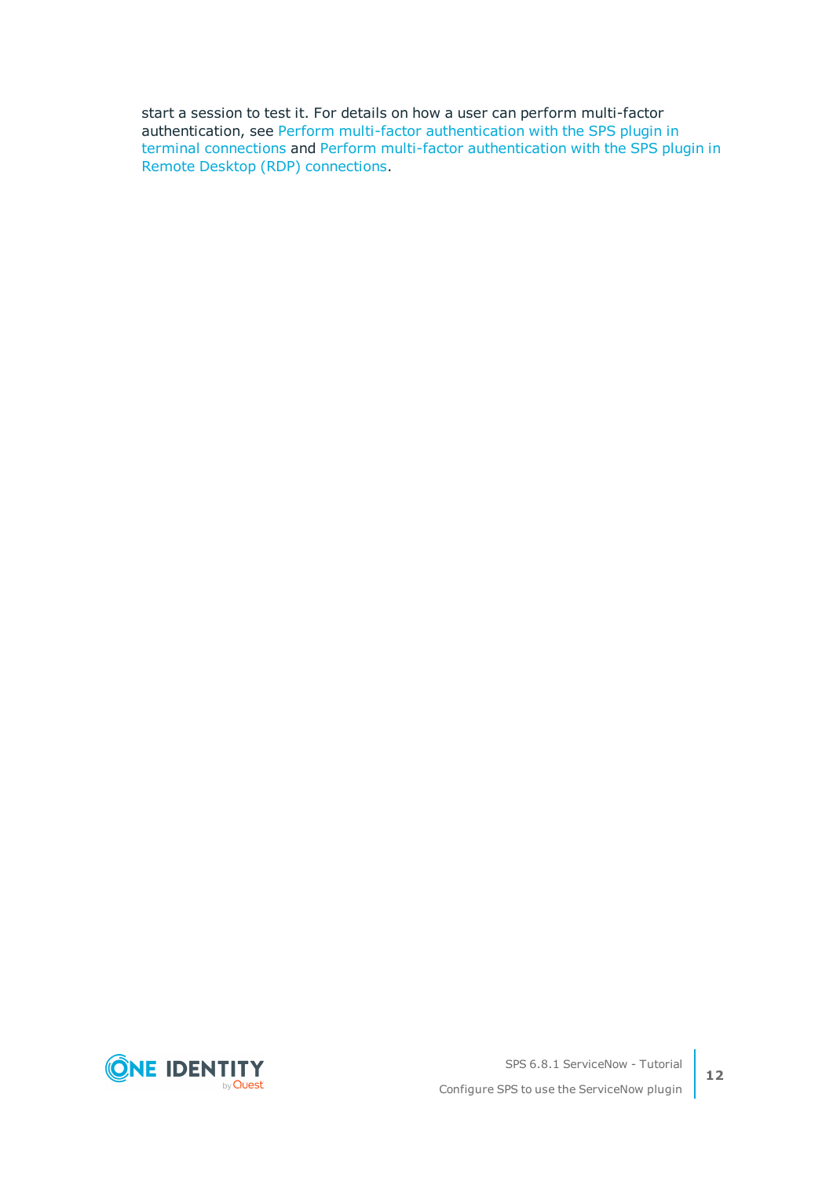start a session to test it. For details on how a user can perform multi-factor authentication, see Perform multi-factor authentication with the SPS plugin in terminal connections and Perform multi-factor authentication with the SPS plugin in Remote Desktop (RDP) connections.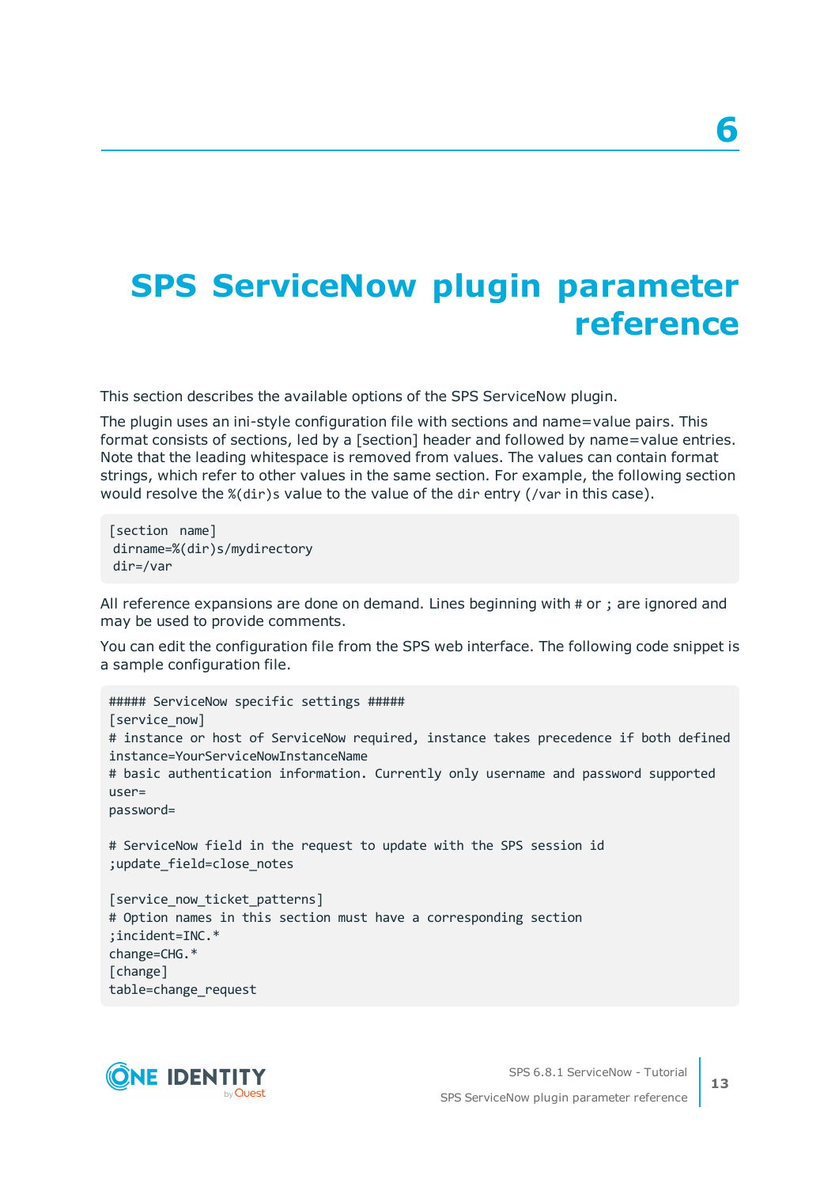# 6

# SPS ServiceNow plugin parameter reference

This section describes the available options of the SPS ServiceNow plugin.

The plugin uses an ini-style configuration file with sections and name=value pairs. This format consists of sections, led by a [section] header and followed by name=value entries. Note that the leading whitespace is removed from values. The values can contain format strings, which refer to other values in the same section. For example, the following section would resolve the `%(dir)s` value to the value of the `dir` entry (`/var` in this case).

```
[section  name]
 dirname=%(dir)s/mydirectory
 dir=/var
```

All reference expansions are done on demand. Lines beginning with `#` or `;` are ignored and may be used to provide comments.

You can edit the configuration file from the SPS web interface. The following code snippet is a sample configuration file.

```
##### ServiceNow specific settings #####
[service_now]
# instance or host of ServiceNow required, instance takes precedence if both defined
instance=YourServiceNowInstanceName
# basic authentication information. Currently only username and password supported
user=
password=

# ServiceNow field in the request to update with the SPS session id
;update_field=close_notes

[service_now_ticket_patterns]
# Option names in this section must have a corresponding section
;incident=INC.*
change=CHG.*
[change]
table=change_request
```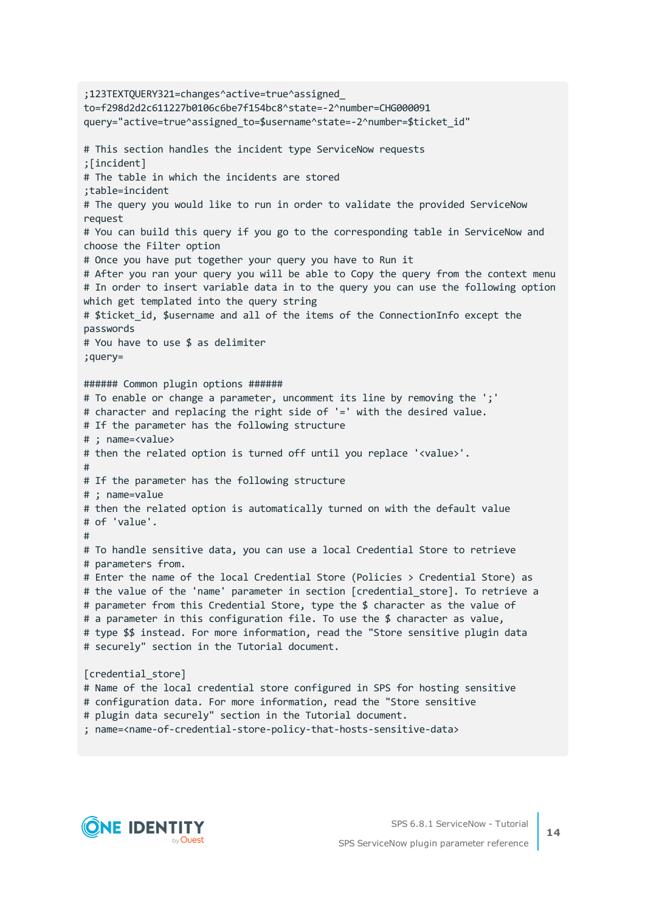```
;123TEXTQUERY321=changes^active=true^assigned_
to=f298d2d2c611227b0106c6be7f154bc8^state=-2^number=CHG000091
query="active=true^assigned_to=$username^state=-2^number=$ticket_id"

# This section handles the incident type ServiceNow requests
;[incident]
# The table in which the incidents are stored
;table=incident
# The query you would like to run in order to validate the provided ServiceNow
request
# You can build this query if you go to the corresponding table in ServiceNow and
choose the Filter option
# Once you have put together your query you have to Run it
# After you ran your query you will be able to Copy the query from the context menu
# In order to insert variable data in to the query you can use the following option
which get templated into the query string
# $ticket_id, $username and all of the items of the ConnectionInfo except the
passwords
# You have to use $ as delimiter
;query=

###### Common plugin options ######
# To enable or change a parameter, uncomment its line by removing the ';'
# character and replacing the right side of '=' with the desired value.
# If the parameter has the following structure
# ; name=<value>
# then the related option is turned off until you replace '<value>'.
#
# If the parameter has the following structure
# ; name=value
# then the related option is automatically turned on with the default value
# of 'value'.
#
# To handle sensitive data, you can use a local Credential Store to retrieve
# parameters from.
# Enter the name of the local Credential Store (Policies > Credential Store) as
# the value of the 'name' parameter in section [credential_store]. To retrieve a
# parameter from this Credential Store, type the $ character as the value of
# a parameter in this configuration file. To use the $ character as value,
# type $$ instead. For more information, read the "Store sensitive plugin data
# securely" section in the Tutorial document.

[credential_store]
# Name of the local credential store configured in SPS for hosting sensitive
# configuration data. For more information, read the "Store sensitive
# plugin data securely" section in the Tutorial document.
; name=<name-of-credential-store-policy-that-hosts-sensitive-data>
```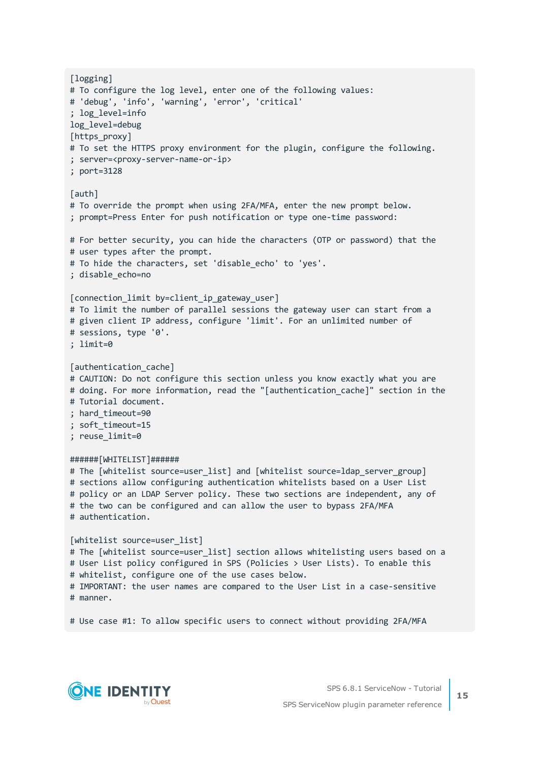```
[logging]
# To configure the log level, enter one of the following values:
# 'debug', 'info', 'warning', 'error', 'critical'
; log_level=info
log_level=debug
[https_proxy]
# To set the HTTPS proxy environment for the plugin, configure the following.
; server=<proxy-server-name-or-ip>
; port=3128

[auth]
# To override the prompt when using 2FA/MFA, enter the new prompt below.
; prompt=Press Enter for push notification or type one-time password:

# For better security, you can hide the characters (OTP or password) that the
# user types after the prompt.
# To hide the characters, set 'disable_echo' to 'yes'.
; disable_echo=no

[connection_limit by=client_ip_gateway_user]
# To limit the number of parallel sessions the gateway user can start from a
# given client IP address, configure 'limit'. For an unlimited number of
# sessions, type '0'.
; limit=0

[authentication_cache]
# CAUTION: Do not configure this section unless you know exactly what you are
# doing. For more information, read the "[authentication_cache]" section in the
# Tutorial document.
; hard_timeout=90
; soft_timeout=15
; reuse_limit=0

######[WHITELIST]######
# The [whitelist source=user_list] and [whitelist source=ldap_server_group]
# sections allow configuring authentication whitelists based on a User List
# policy or an LDAP Server policy. These two sections are independent, any of
# the two can be configured and can allow the user to bypass 2FA/MFA
# authentication.

[whitelist source=user_list]
# The [whitelist source=user_list] section allows whitelisting users based on a
# User List policy configured in SPS (Policies > User Lists). To enable this
# whitelist, configure one of the use cases below.
# IMPORTANT: the user names are compared to the User List in a case-sensitive
# manner.

# Use case #1: To allow specific users to connect without providing 2FA/MFA
```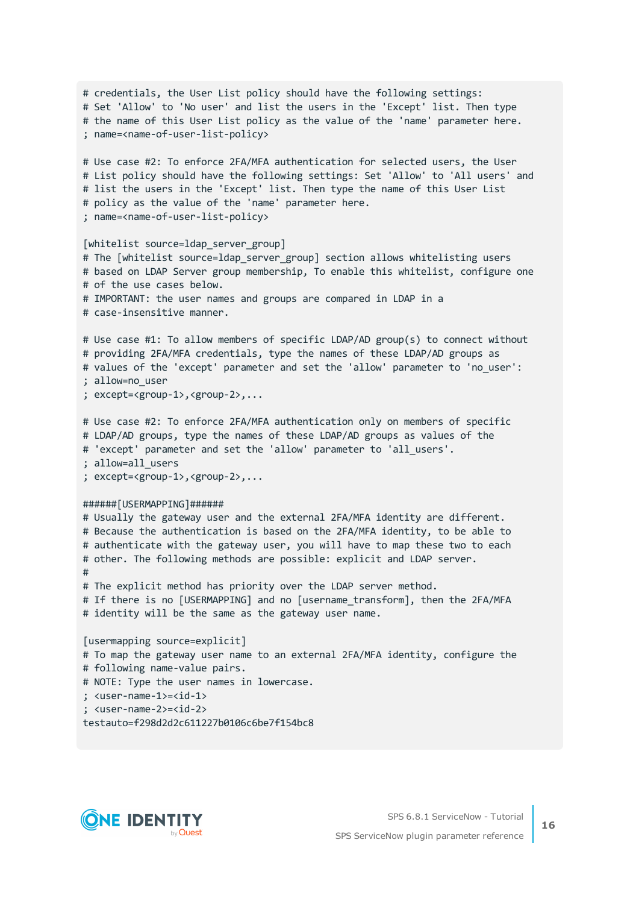```
# credentials, the User List policy should have the following settings:
# Set 'Allow' to 'No user' and list the users in the 'Except' list. Then type
# the name of this User List policy as the value of the 'name' parameter here.
; name=<name-of-user-list-policy>

# Use case #2: To enforce 2FA/MFA authentication for selected users, the User
# List policy should have the following settings: Set 'Allow' to 'All users' and
# list the users in the 'Except' list. Then type the name of this User List
# policy as the value of the 'name' parameter here.
; name=<name-of-user-list-policy>

[whitelist source=ldap_server_group]
# The [whitelist source=ldap_server_group] section allows whitelisting users
# based on LDAP Server group membership, To enable this whitelist, configure one
# of the use cases below.
# IMPORTANT: the user names and groups are compared in LDAP in a
# case-insensitive manner.

# Use case #1: To allow members of specific LDAP/AD group(s) to connect without
# providing 2FA/MFA credentials, type the names of these LDAP/AD groups as
# values of the 'except' parameter and set the 'allow' parameter to 'no_user':
; allow=no_user
; except=<group-1>,<group-2>,...

# Use case #2: To enforce 2FA/MFA authentication only on members of specific
# LDAP/AD groups, type the names of these LDAP/AD groups as values of the
# 'except' parameter and set the 'allow' parameter to 'all_users'.
; allow=all_users
; except=<group-1>,<group-2>,...

######[USERMAPPING]######
# Usually the gateway user and the external 2FA/MFA identity are different.
# Because the authentication is based on the 2FA/MFA identity, to be able to
# authenticate with the gateway user, you will have to map these two to each
# other. The following methods are possible: explicit and LDAP server.
#
# The explicit method has priority over the LDAP server method.
# If there is no [USERMAPPING] and no [username_transform], then the 2FA/MFA
# identity will be the same as the gateway user name.

[usermapping source=explicit]
# To map the gateway user name to an external 2FA/MFA identity, configure the
# following name-value pairs.
# NOTE: Type the user names in lowercase.
; <user-name-1>=<id-1>
; <user-name-2>=<id-2>
testauto=f298d2d2c611227b0106c6be7f154bc8
```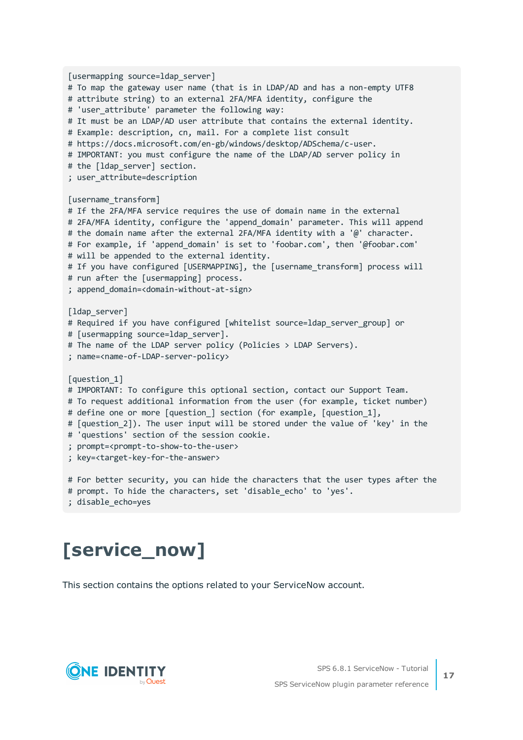```
[usermapping source=ldap_server]
# To map the gateway user name (that is in LDAP/AD and has a non-empty UTF8
# attribute string) to an external 2FA/MFA identity, configure the
# 'user_attribute' parameter the following way:
# It must be an LDAP/AD user attribute that contains the external identity.
# Example: description, cn, mail. For a complete list consult
# https://docs.microsoft.com/en-gb/windows/desktop/ADSchema/c-user.
# IMPORTANT: you must configure the name of the LDAP/AD server policy in
# the [ldap_server] section.
; user_attribute=description

[username_transform]
# If the 2FA/MFA service requires the use of domain name in the external
# 2FA/MFA identity, configure the 'append_domain' parameter. This will append
# the domain name after the external 2FA/MFA identity with a '@' character.
# For example, if 'append_domain' is set to 'foobar.com', then '@foobar.com'
# will be appended to the external identity.
# If you have configured [USERMAPPING], the [username_transform] process will
# run after the [usermapping] process.
; append_domain=<domain-without-at-sign>

[ldap_server]
# Required if you have configured [whitelist source=ldap_server_group] or
# [usermapping source=ldap_server].
# The name of the LDAP server policy (Policies > LDAP Servers).
; name=<name-of-LDAP-server-policy>

[question_1]
# IMPORTANT: To configure this optional section, contact our Support Team.
# To request additional information from the user (for example, ticket number)
# define one or more [question_] section (for example, [question_1],
# [question_2]). The user input will be stored under the value of 'key' in the
# 'questions' section of the session cookie.
; prompt=<prompt-to-show-to-the-user>
; key=<target-key-for-the-answer>

# For better security, you can hide the characters that the user types after the
# prompt. To hide the characters, set 'disable_echo' to 'yes'.
; disable_echo=yes
```

# [service_now]

This section contains the options related to your ServiceNow account.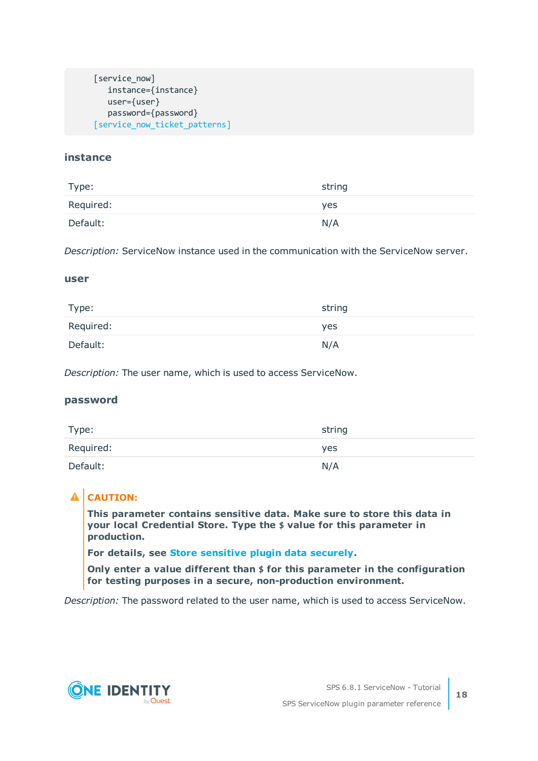```
[service_now]
   instance={instance}
   user={user}
   password={password}
[service_now_ticket_patterns]
```

### instance

| | |
|---|---|
| Type: | string |
| Required: | yes |
| Default: | N/A |

*Description:* ServiceNow instance used in the communication with the ServiceNow server.

### user

| | |
|---|---|
| Type: | string |
| Required: | yes |
| Default: | N/A |

*Description:* The user name, which is used to access ServiceNow.

### password

| | |
|---|---|
| Type: | string |
| Required: | yes |
| Default: | N/A |

**CAUTION:**

**This parameter contains sensitive data. Make sure to store this data in your local Credential Store. Type the $ value for this parameter in production.**

**For details, see Store sensitive plugin data securely.**

**Only enter a value different than $ for this parameter in the configuration for testing purposes in a secure, non-production environment.**

*Description:* The password related to the user name, which is used to access ServiceNow.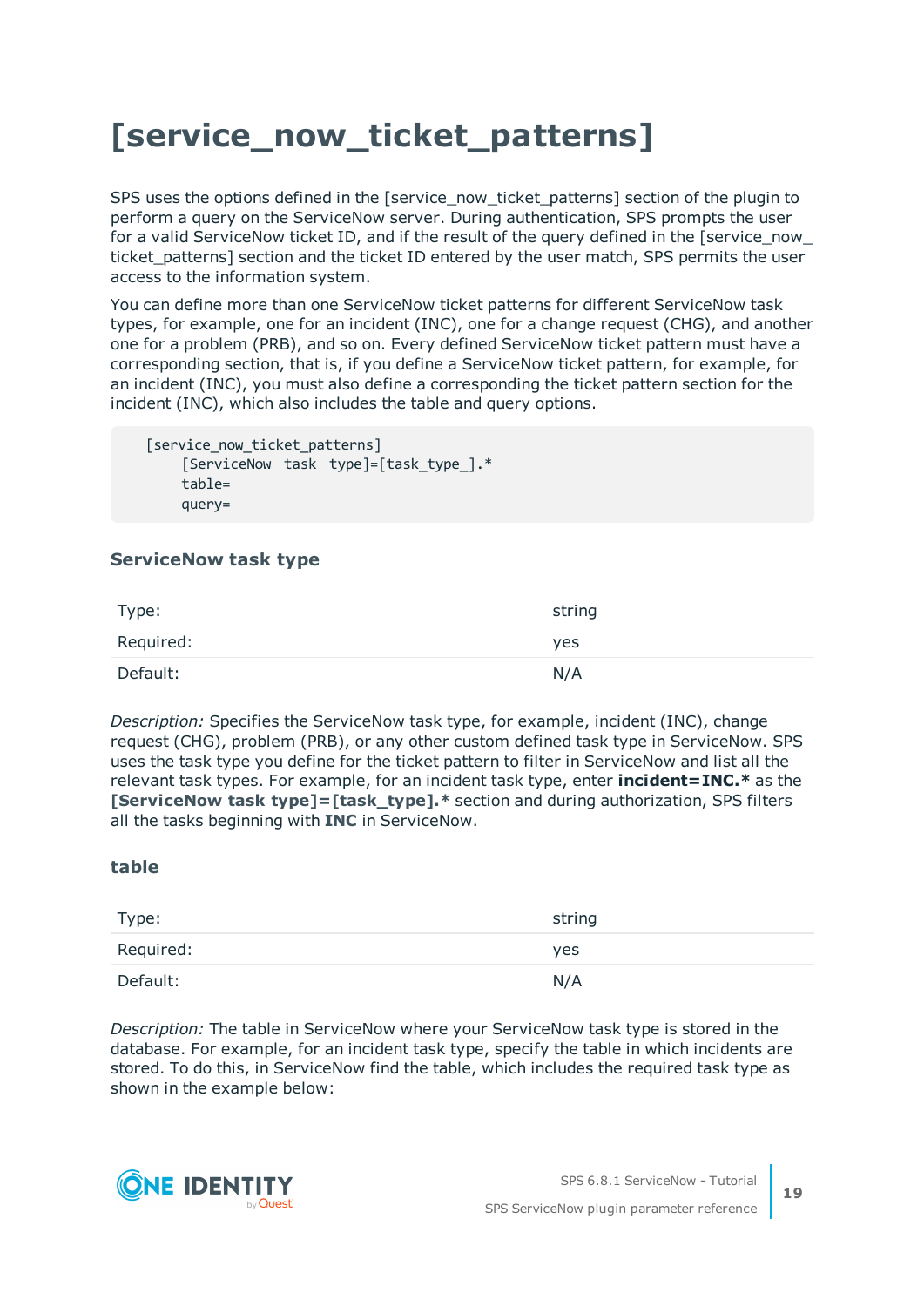# [service_now_ticket_patterns]

SPS uses the options defined in the [service_now_ticket_patterns] section of the plugin to perform a query on the ServiceNow server. During authentication, SPS prompts the user for a valid ServiceNow ticket ID, and if the result of the query defined in the [service_now_ticket_patterns] section and the ticket ID entered by the user match, SPS permits the user access to the information system.

You can define more than one ServiceNow ticket patterns for different ServiceNow task types, for example, one for an incident (INC), one for a change request (CHG), and another one for a problem (PRB), and so on. Every defined ServiceNow ticket pattern must have a corresponding section, that is, if you define a ServiceNow ticket pattern, for example, for an incident (INC), you must also define a corresponding the ticket pattern section for the incident (INC), which also includes the table and query options.

```
[service_now_ticket_patterns]
    [ServiceNow task type]=[task_type_].*
    table=
    query=
```

### ServiceNow task type

| | |
|---|---|
| Type: | string |
| Required: | yes |
| Default: | N/A |

*Description:* Specifies the ServiceNow task type, for example, incident (INC), change request (CHG), problem (PRB), or any other custom defined task type in ServiceNow. SPS uses the task type you define for the ticket pattern to filter in ServiceNow and list all the relevant task types. For example, for an incident task type, enter **incident=INC.*** as the **[ServiceNow task type]=[task_type].*** section and during authorization, SPS filters all the tasks beginning with **INC** in ServiceNow.

### table

| | |
|---|---|
| Type: | string |
| Required: | yes |
| Default: | N/A |

*Description:* The table in ServiceNow where your ServiceNow task type is stored in the database. For example, for an incident task type, specify the table in which incidents are stored. To do this, in ServiceNow find the table, which includes the required task type as shown in the example below: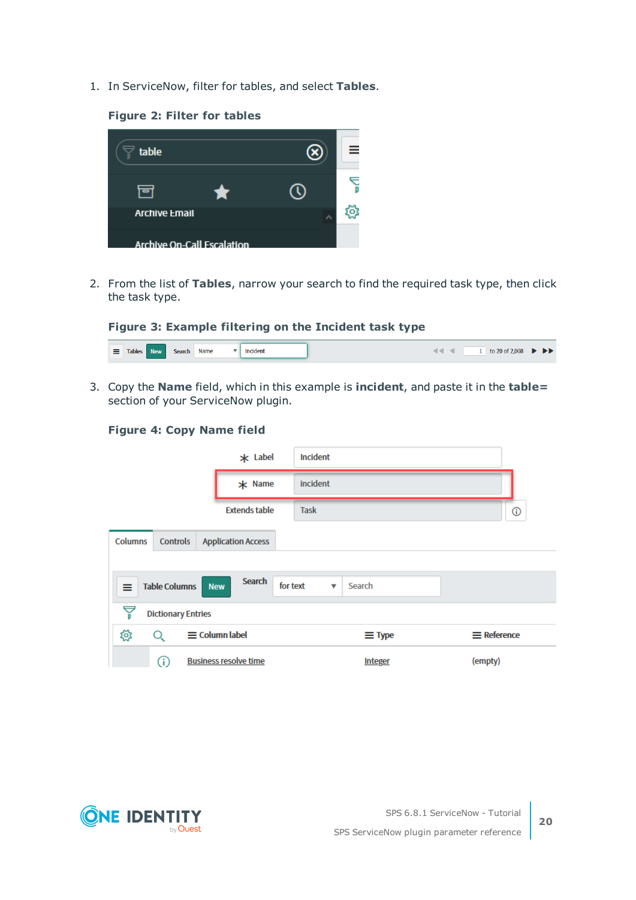1. In ServiceNow, filter for tables, and select **Tables**.

**Figure 2: Filter for tables**

2. From the list of **Tables**, narrow your search to find the required task type, then click the task type.

**Figure 3: Example filtering on the Incident task type**

3. Copy the **Name** field, which in this example is **incident**, and paste it in the **table=** section of your ServiceNow plugin.

**Figure 4: Copy Name field**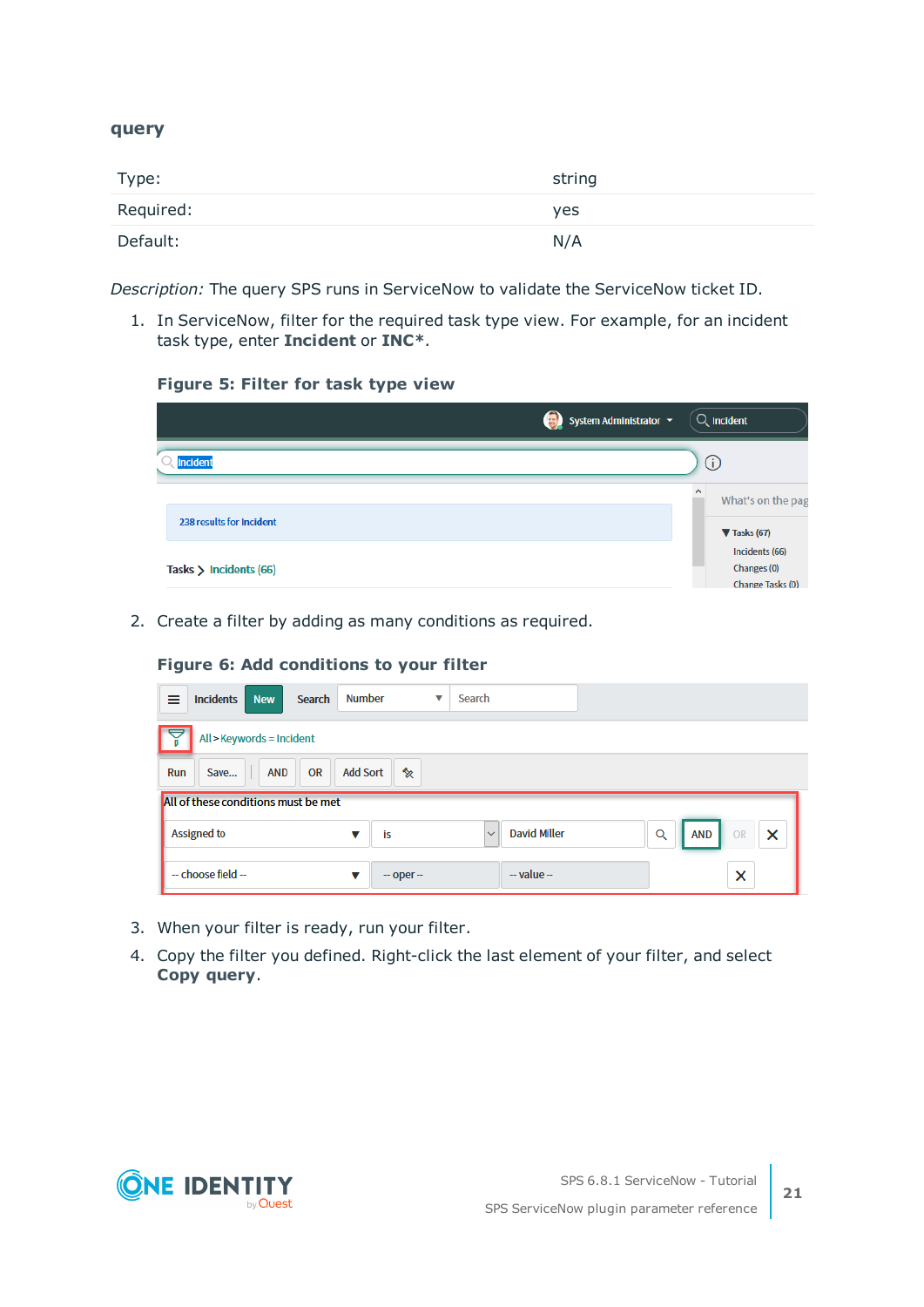### query

| Type: | string |
| --- | --- |
| Required: | yes |
| Default: | N/A |

*Description:* The query SPS runs in ServiceNow to validate the ServiceNow ticket ID.

1. In ServiceNow, filter for the required task type view. For example, for an incident task type, enter **Incident** or **INC***.

   **Figure 5: Filter for task type view**

2. Create a filter by adding as many conditions as required.

   **Figure 6: Add conditions to your filter**

3. When your filter is ready, run your filter.
4. Copy the filter you defined. Right-click the last element of your filter, and select **Copy query**.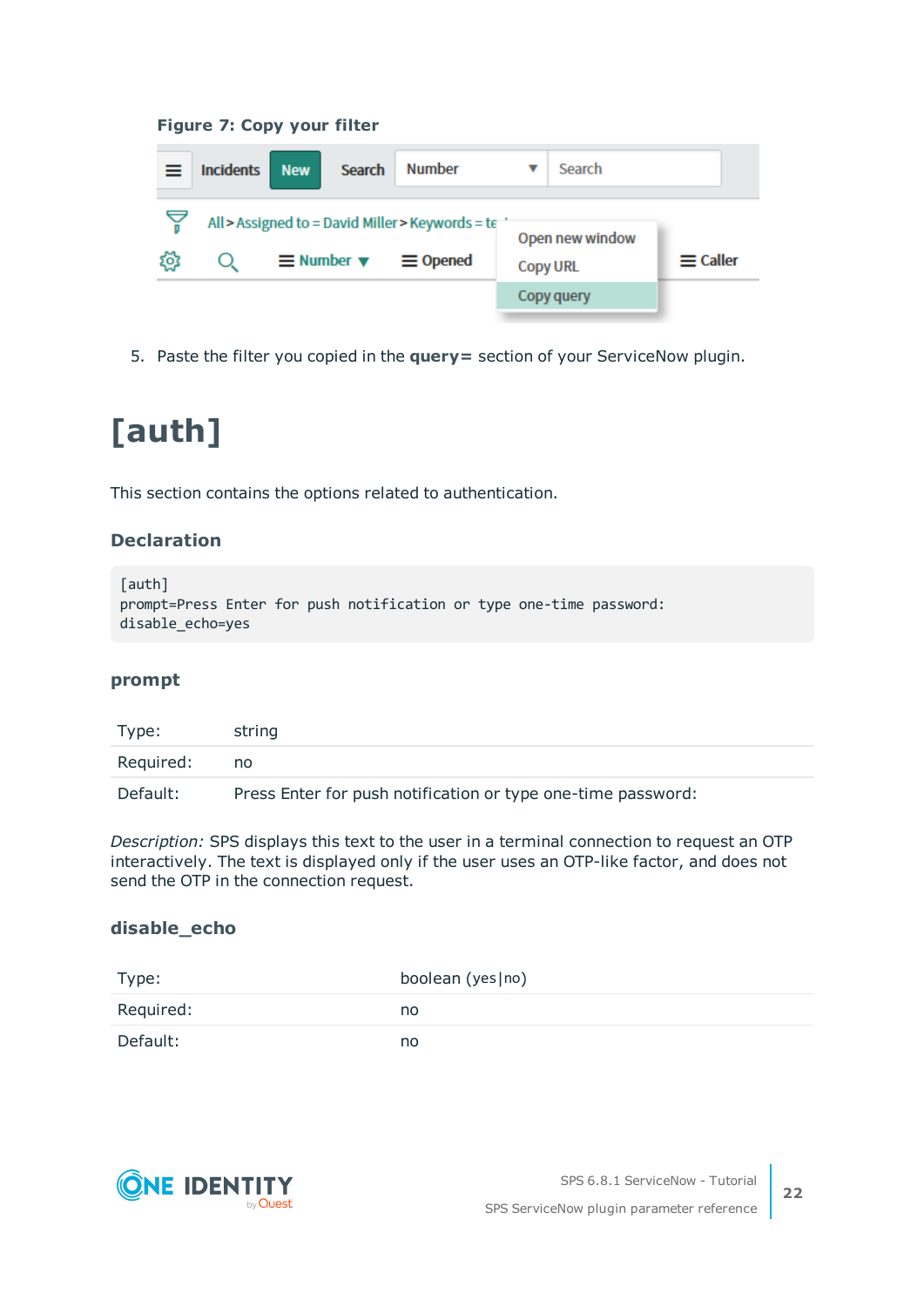**Figure 7: Copy your filter**

5. Paste the filter you copied in the **query=** section of your ServiceNow plugin.

# [auth]

This section contains the options related to authentication.

### Declaration

```
[auth]
prompt=Press Enter for push notification or type one-time password:
disable_echo=yes
```

### prompt

| | |
|---|---|
| Type: | string |
| Required: | no |
| Default: | Press Enter for push notification or type one-time password: |

*Description:* SPS displays this text to the user in a terminal connection to request an OTP interactively. The text is displayed only if the user uses an OTP-like factor, and does not send the OTP in the connection request.

### disable_echo

| | |
|---|---|
| Type: | boolean (yes\|no) |
| Required: | no |
| Default: | no |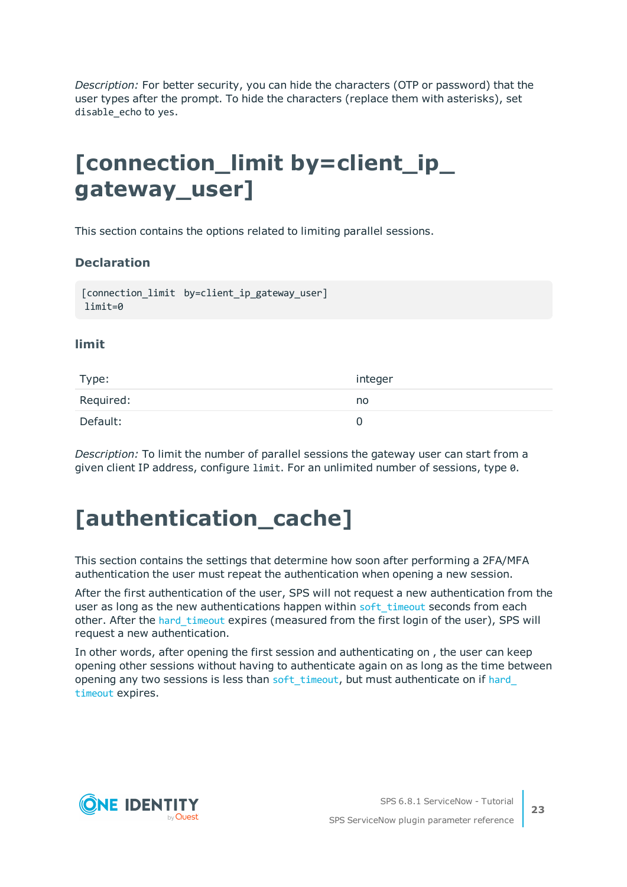*Description:* For better security, you can hide the characters (OTP or password) that the user types after the prompt. To hide the characters (replace them with asterisks), set `disable_echo` to `yes`.

# [connection_limit by=client_ip_gateway_user]

This section contains the options related to limiting parallel sessions.

### Declaration

```
[connection_limit  by=client_ip_gateway_user]
 limit=0
```

### limit

| Type: | integer |
|---|---|
| Required: | no |
| Default: | 0 |

*Description:* To limit the number of parallel sessions the gateway user can start from a given client IP address, configure `limit`. For an unlimited number of sessions, type `0`.

# [authentication_cache]

This section contains the settings that determine how soon after performing a 2FA/MFA authentication the user must repeat the authentication when opening a new session.

After the first authentication of the user, SPS will not request a new authentication from the user as long as the new authentications happen within `soft_timeout` seconds from each other. After the `hard_timeout` expires (measured from the first login of the user), SPS will request a new authentication.

In other words, after opening the first session and authenticating on , the user can keep opening other sessions without having to authenticate again on as long as the time between opening any two sessions is less than `soft_timeout`, but must authenticate on if `hard_timeout` expires.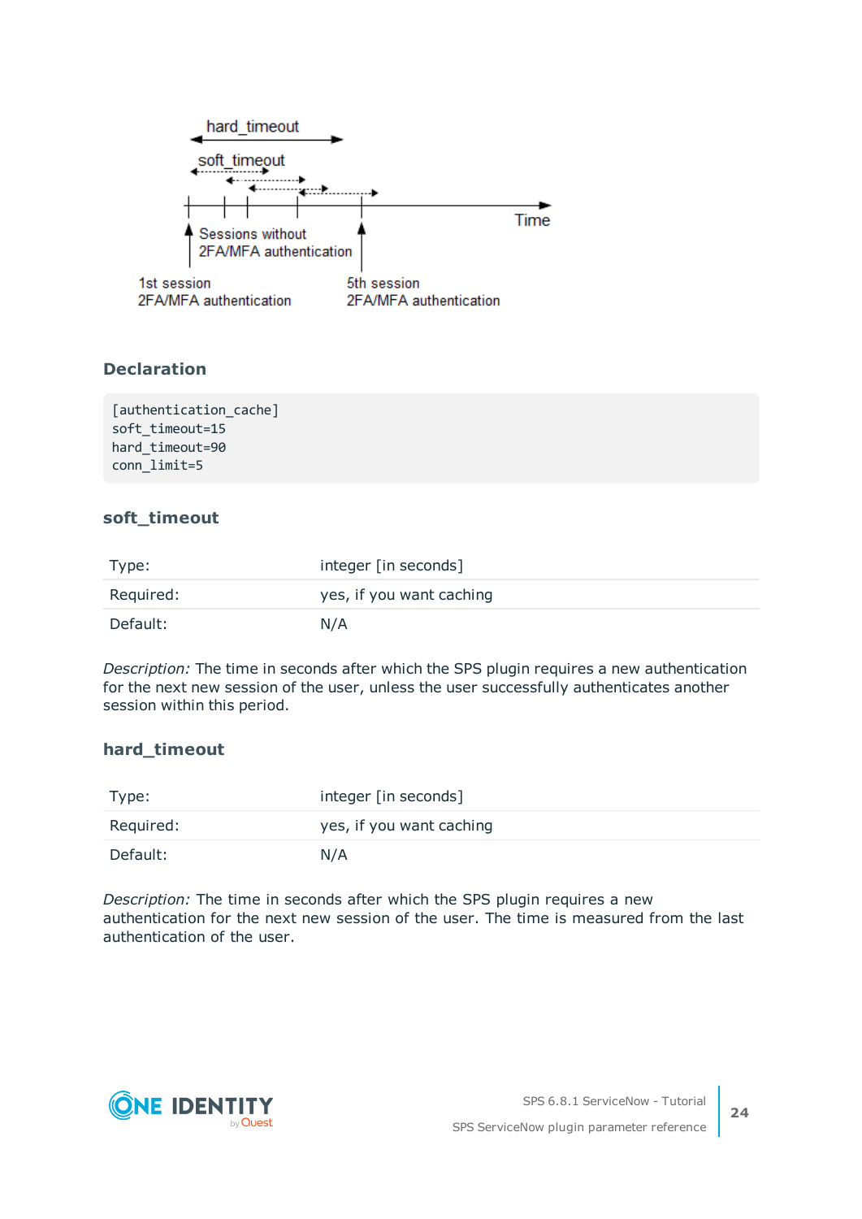### Declaration

```
[authentication_cache]
soft_timeout=15
hard_timeout=90
conn_limit=5
```

### soft_timeout

| | |
|---|---|
| Type: | integer [in seconds] |
| Required: | yes, if you want caching |
| Default: | N/A |

*Description:* The time in seconds after which the SPS plugin requires a new authentication for the next new session of the user, unless the user successfully authenticates another session within this period.

### hard_timeout

| | |
|---|---|
| Type: | integer [in seconds] |
| Required: | yes, if you want caching |
| Default: | N/A |

*Description:* The time in seconds after which the SPS plugin requires a new authentication for the next new session of the user. The time is measured from the last authentication of the user.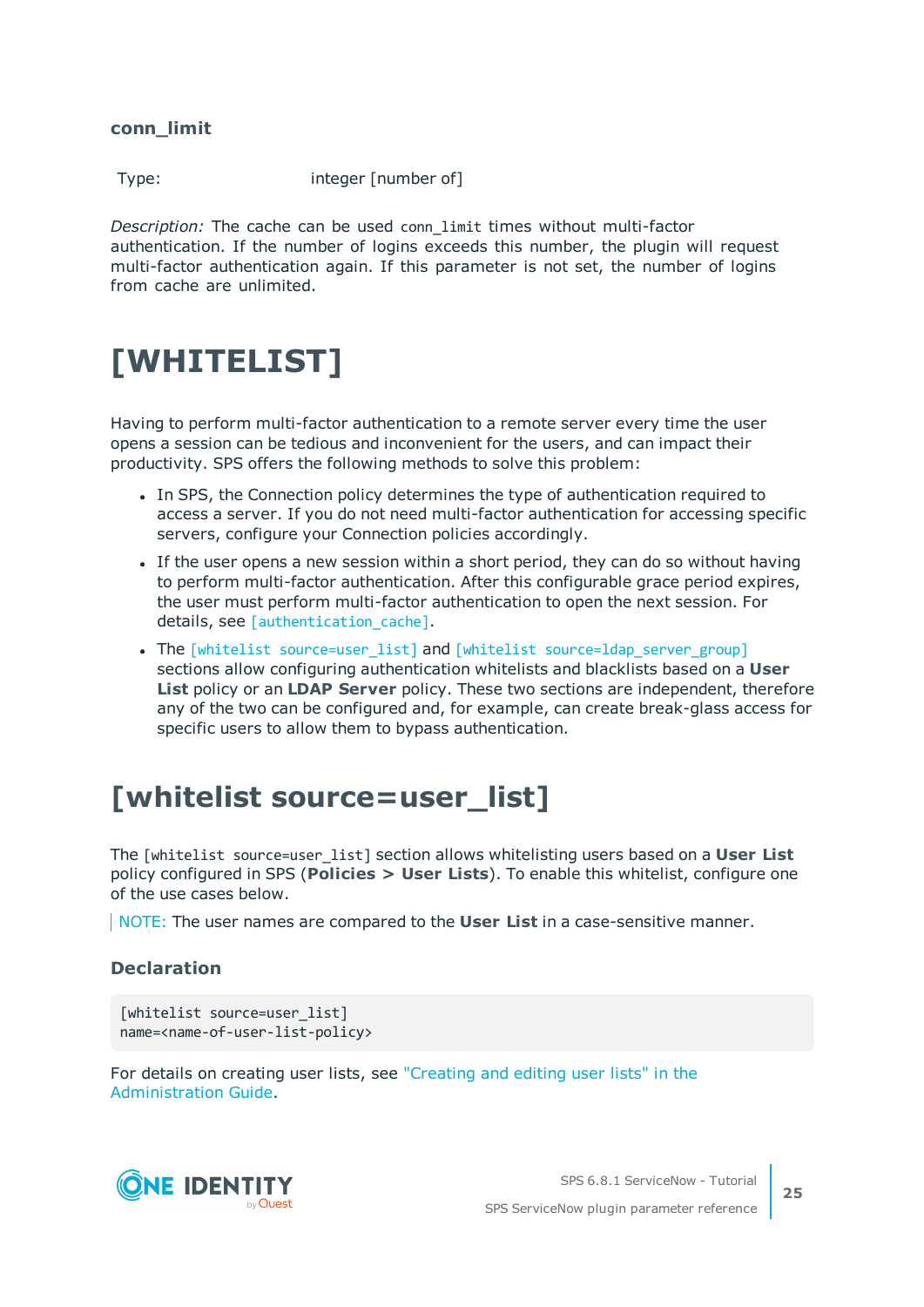### conn_limit

| Type: | integer [number of] |
|---|---|

*Description:* The cache can be used `conn_limit` times without multi-factor authentication. If the number of logins exceeds this number, the plugin will request multi-factor authentication again. If this parameter is not set, the number of logins from cache are unlimited.

# [WHITELIST]

Having to perform multi-factor authentication to a remote server every time the user opens a session can be tedious and inconvenient for the users, and can impact their productivity. SPS offers the following methods to solve this problem:

- In SPS, the Connection policy determines the type of authentication required to access a server. If you do not need multi-factor authentication for accessing specific servers, configure your Connection policies accordingly.
- If the user opens a new session within a short period, they can do so without having to perform multi-factor authentication. After this configurable grace period expires, the user must perform multi-factor authentication to open the next session. For details, see `[authentication_cache]`.
- The `[whitelist source=user_list]` and `[whitelist source=ldap_server_group]` sections allow configuring authentication whitelists and blacklists based on a **User List** policy or an **LDAP Server** policy. These two sections are independent, therefore any of the two can be configured and, for example, can create break-glass access for specific users to allow them to bypass authentication.

# [whitelist source=user_list]

The `[whitelist source=user_list]` section allows whitelisting users based on a **User List** policy configured in SPS (**Policies > User Lists**). To enable this whitelist, configure one of the use cases below.

NOTE: The user names are compared to the **User List** in a case-sensitive manner.

### Declaration

```
[whitelist source=user_list]
name=<name-of-user-list-policy>
```

For details on creating user lists, see "Creating and editing user lists" in the Administration Guide.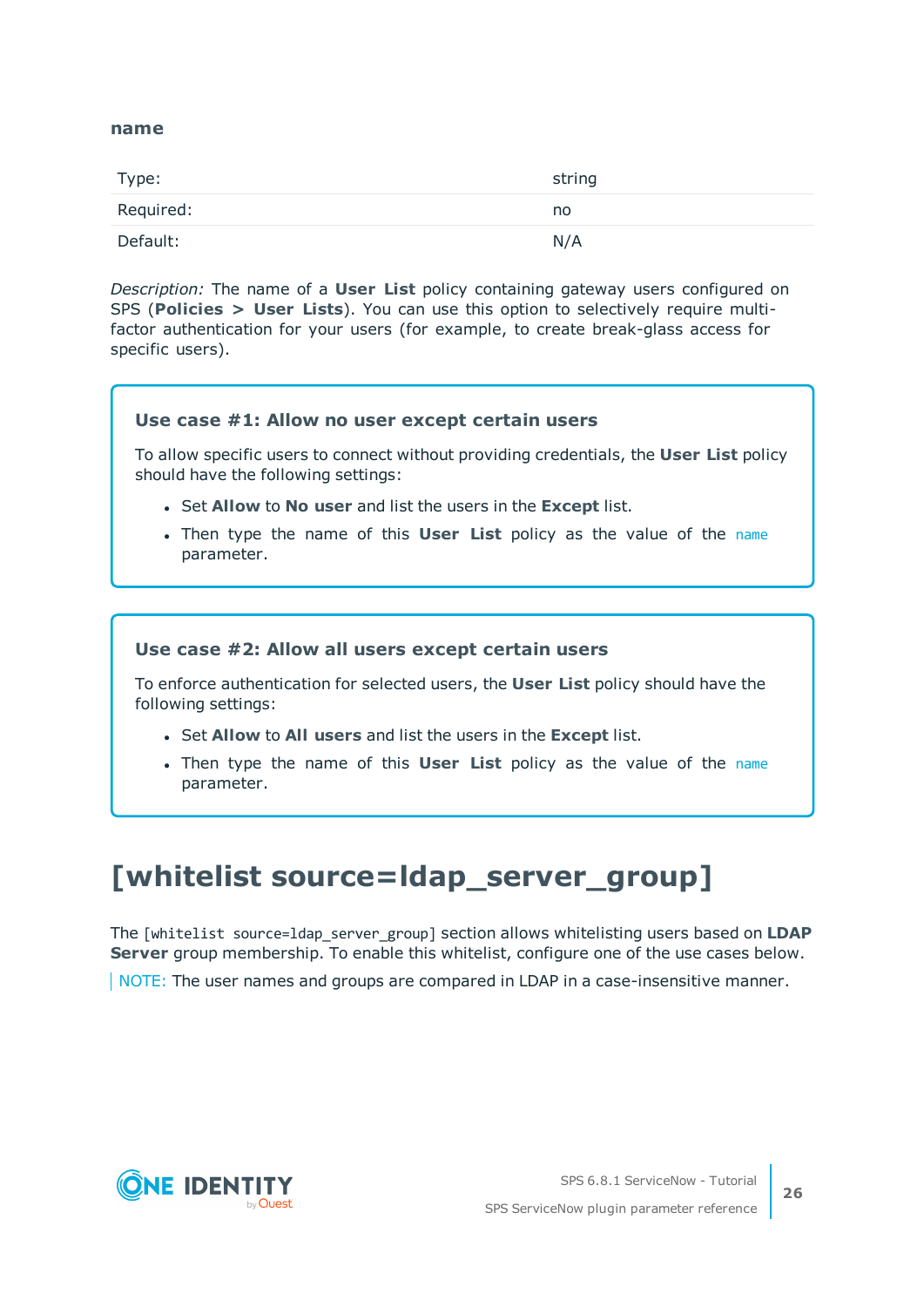#### name

| Type: | string |
| --- | --- |
| Required: | no |
| Default: | N/A |

*Description:* The name of a **User List** policy containing gateway users configured on SPS (**Policies > User Lists**). You can use this option to selectively require multi-factor authentication for your users (for example, to create break-glass access for specific users).

**Use case #1: Allow no user except certain users**

To allow specific users to connect without providing credentials, the **User List** policy should have the following settings:

- Set **Allow** to **No user** and list the users in the **Except** list.
- Then type the name of this **User List** policy as the value of the `name` parameter.

**Use case #2: Allow all users except certain users**

To enforce authentication for selected users, the **User List** policy should have the following settings:

- Set **Allow** to **All users** and list the users in the **Except** list.
- Then type the name of this **User List** policy as the value of the `name` parameter.

## [whitelist source=ldap_server_group]

The `[whitelist source=ldap_server_group]` section allows whitelisting users based on **LDAP Server** group membership. To enable this whitelist, configure one of the use cases below.

NOTE: The user names and groups are compared in LDAP in a case-insensitive manner.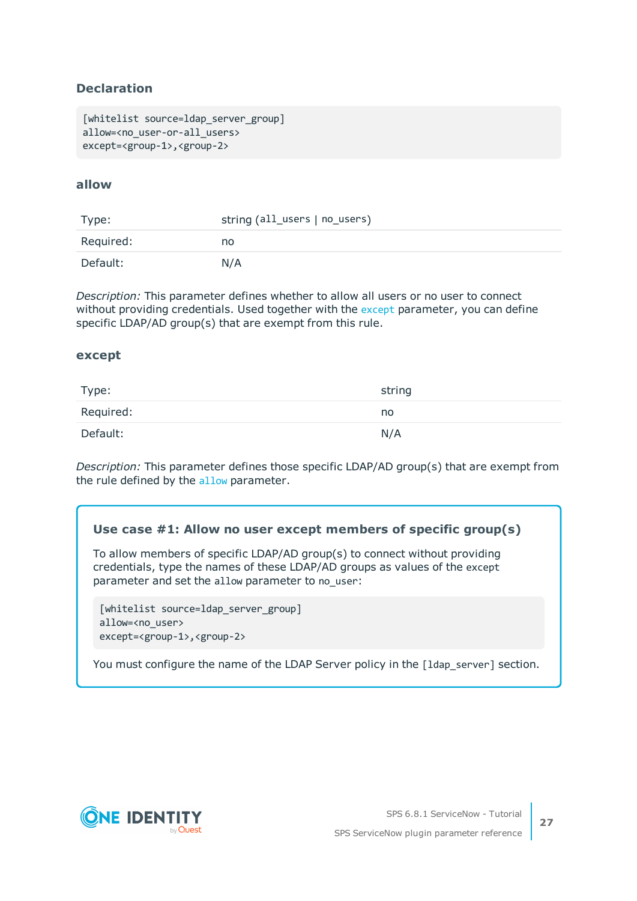### Declaration

```
[whitelist source=ldap_server_group]
allow=<no_user-or-all_users>
except=<group-1>,<group-2>
```

### allow

| Type: | string (`all_users` \| `no_users`) |
|---|---|
| Required: | no |
| Default: | N/A |

*Description:* This parameter defines whether to allow all users or no user to connect without providing credentials. Used together with the `except` parameter, you can define specific LDAP/AD group(s) that are exempt from this rule.

### except

| Type: | string |
|---|---|
| Required: | no |
| Default: | N/A |

*Description:* This parameter defines those specific LDAP/AD group(s) that are exempt from the rule defined by the `allow` parameter.

#### Use case #1: Allow no user except members of specific group(s)

To allow members of specific LDAP/AD group(s) to connect without providing credentials, type the names of these LDAP/AD groups as values of the `except` parameter and set the `allow` parameter to `no_user`:

```
[whitelist source=ldap_server_group]
allow=<no_user>
except=<group-1>,<group-2>
```

You must configure the name of the LDAP Server policy in the `[ldap_server]` section.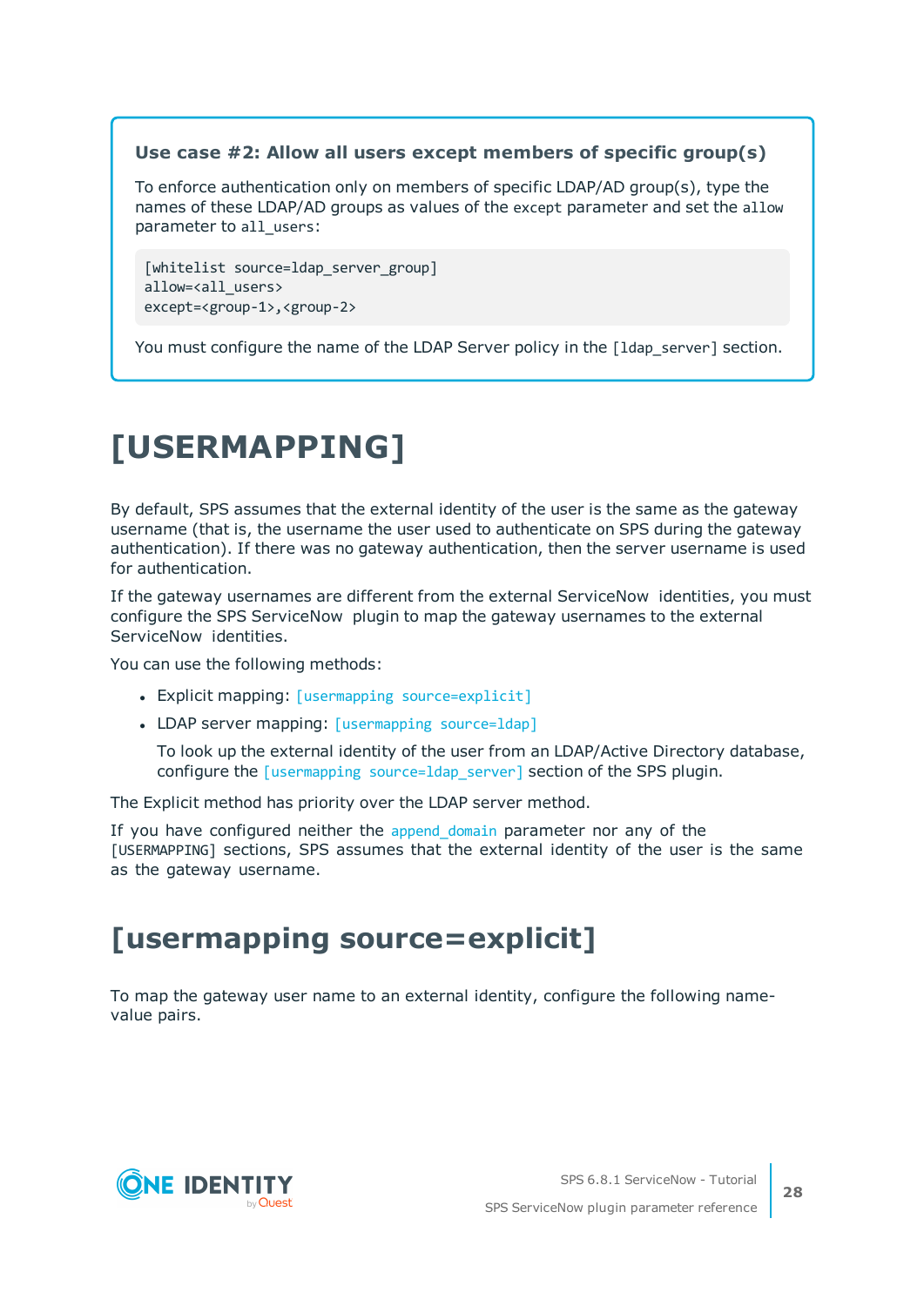**Use case #2: Allow all users except members of specific group(s)**

To enforce authentication only on members of specific LDAP/AD group(s), type the names of these LDAP/AD groups as values of the `except` parameter and set the `allow` parameter to `all_users`:

```
[whitelist source=ldap_server_group]
allow=<all_users>
except=<group-1>,<group-2>
```

You must configure the name of the LDAP Server policy in the `[ldap_server]` section.

# [USERMAPPING]

By default, SPS assumes that the external identity of the user is the same as the gateway username (that is, the username the user used to authenticate on SPS during the gateway authentication). If there was no gateway authentication, then the server username is used for authentication.

If the gateway usernames are different from the external ServiceNow identities, you must configure the SPS ServiceNow plugin to map the gateway usernames to the external ServiceNow identities.

You can use the following methods:

- Explicit mapping: `[usermapping source=explicit]`
- LDAP server mapping: `[usermapping source=ldap]`

  To look up the external identity of the user from an LDAP/Active Directory database, configure the `[usermapping source=ldap_server]` section of the SPS plugin.

The Explicit method has priority over the LDAP server method.

If you have configured neither the `append_domain` parameter nor any of the `[USERMAPPING]` sections, SPS assumes that the external identity of the user is the same as the gateway username.

## [usermapping source=explicit]

To map the gateway user name to an external identity, configure the following name-value pairs.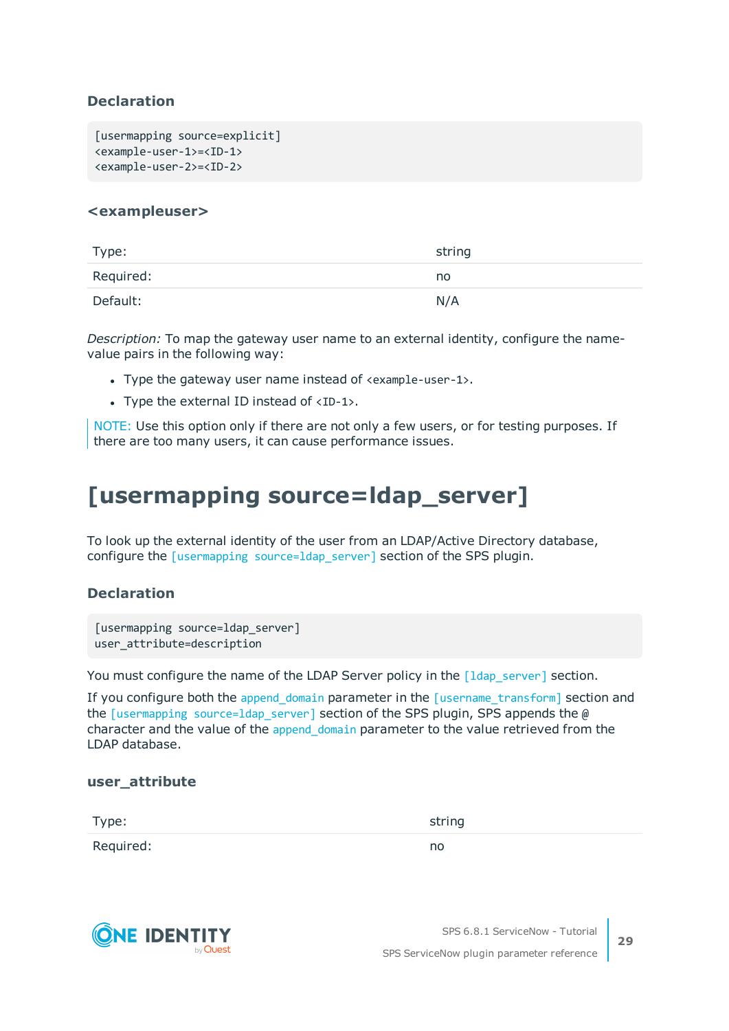### Declaration

```
[usermapping source=explicit]
<example-user-1>=<ID-1>
<example-user-2>=<ID-2>
```

#### <exampleuser>

| | |
|---|---|
| Type: | string |
| Required: | no |
| Default: | N/A |

*Description:* To map the gateway user name to an external identity, configure the name-value pairs in the following way:

- Type the gateway user name instead of `<example-user-1>`.
- Type the external ID instead of `<ID-1>`.

NOTE: Use this option only if there are not only a few users, or for testing purposes. If there are too many users, it can cause performance issues.

## [usermapping source=ldap_server]

To look up the external identity of the user from an LDAP/Active Directory database, configure the `[usermapping source=ldap_server]` section of the SPS plugin.

### Declaration

```
[usermapping source=ldap_server]
user_attribute=description
```

You must configure the name of the LDAP Server policy in the `[ldap_server]` section.

If you configure both the `append_domain` parameter in the `[username_transform]` section and the `[usermapping source=ldap_server]` section of the SPS plugin, SPS appends the `@` character and the value of the `append_domain` parameter to the value retrieved from the LDAP database.

#### user_attribute

| | |
|---|---|
| Type: | string |
| Required: | no |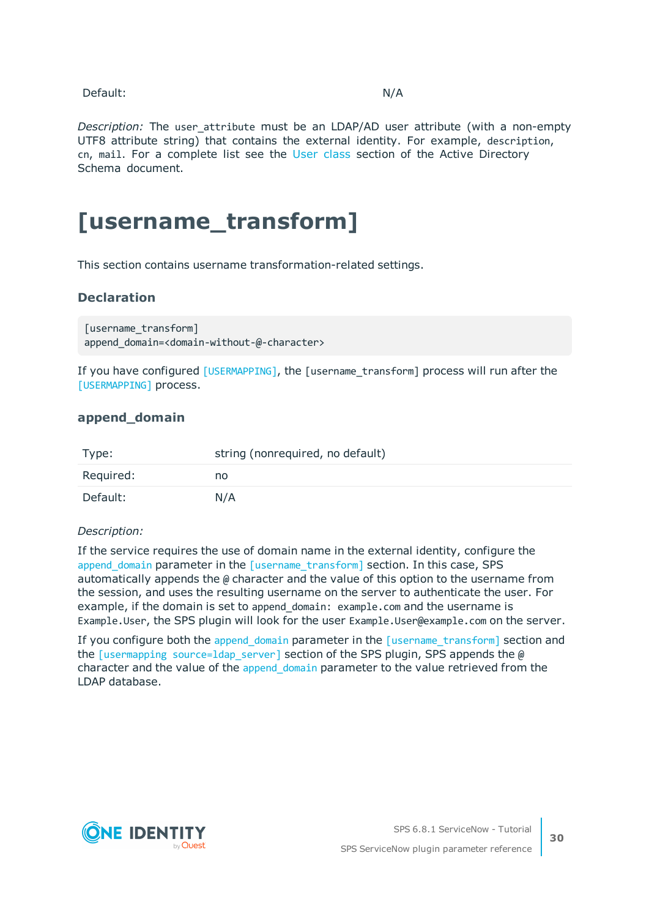| | |
|---|---|
| Default: | N/A |

*Description:* The `user_attribute` must be an LDAP/AD user attribute (with a non-empty UTF8 attribute string) that contains the external identity. For example, `description`, `cn`, `mail`. For a complete list see the User class section of the Active Directory Schema document.

# [username_transform]

This section contains username transformation-related settings.

### Declaration

```
[username_transform]
append_domain=<domain-without-@-character>
```

If you have configured `[USERMAPPING]`, the `[username_transform]` process will run after the `[USERMAPPING]` process.

### append_domain

| | |
|---|---|
| Type: | string (nonrequired, no default) |
| Required: | no |
| Default: | N/A |

*Description:*

If the service requires the use of domain name in the external identity, configure the `append_domain` parameter in the `[username_transform]` section. In this case, SPS automatically appends the `@` character and the value of this option to the username from the session, and uses the resulting username on the server to authenticate the user. For example, if the domain is set to `append_domain: example.com` and the username is `Example.User`, the SPS plugin will look for the user `Example.User@example.com` on the server.

If you configure both the `append_domain` parameter in the `[username_transform]` section and the `[usermapping source=ldap_server]` section of the SPS plugin, SPS appends the `@` character and the value of the `append_domain` parameter to the value retrieved from the LDAP database.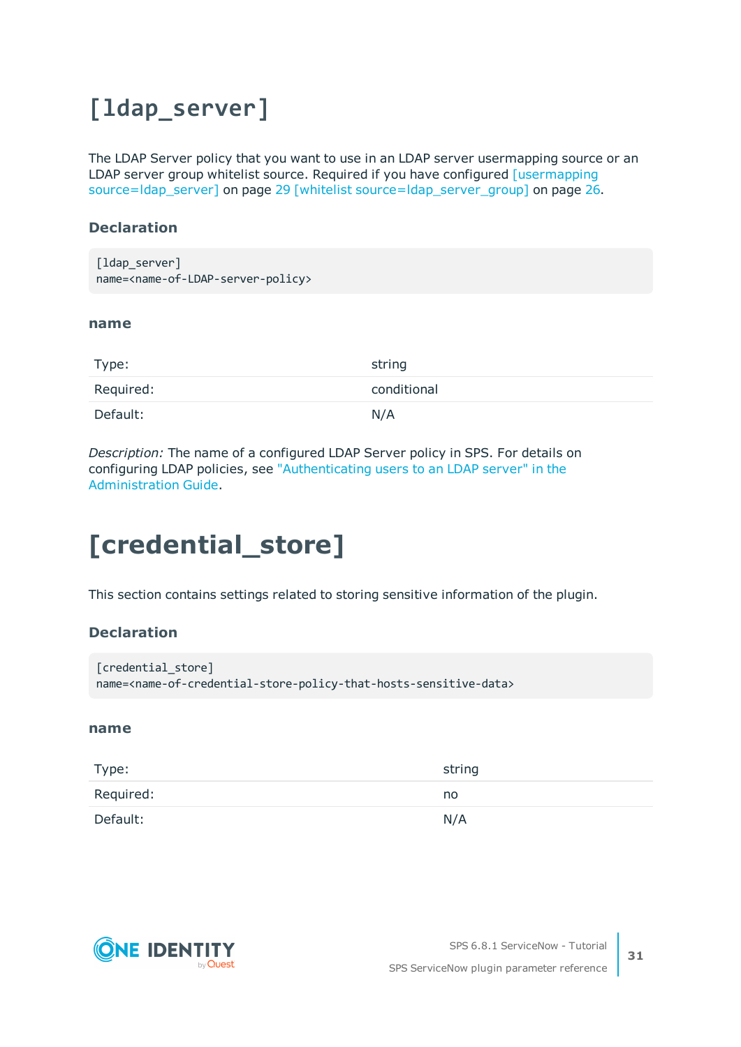# [ldap_server]

The LDAP Server policy that you want to use in an LDAP server usermapping source or an LDAP server group whitelist source. Required if you have configured [usermapping source=ldap_server] on page 29 [whitelist source=ldap_server_group] on page 26.

### Declaration

```
[ldap_server]
name=<name-of-LDAP-server-policy>
```

#### name

| | |
|---|---|
| Type: | string |
| Required: | conditional |
| Default: | N/A |

*Description:* The name of a configured LDAP Server policy in SPS. For details on configuring LDAP policies, see "Authenticating users to an LDAP server" in the Administration Guide.

# [credential_store]

This section contains settings related to storing sensitive information of the plugin.

### Declaration

```
[credential_store]
name=<name-of-credential-store-policy-that-hosts-sensitive-data>
```

#### name

| | |
|---|---|
| Type: | string |
| Required: | no |
| Default: | N/A |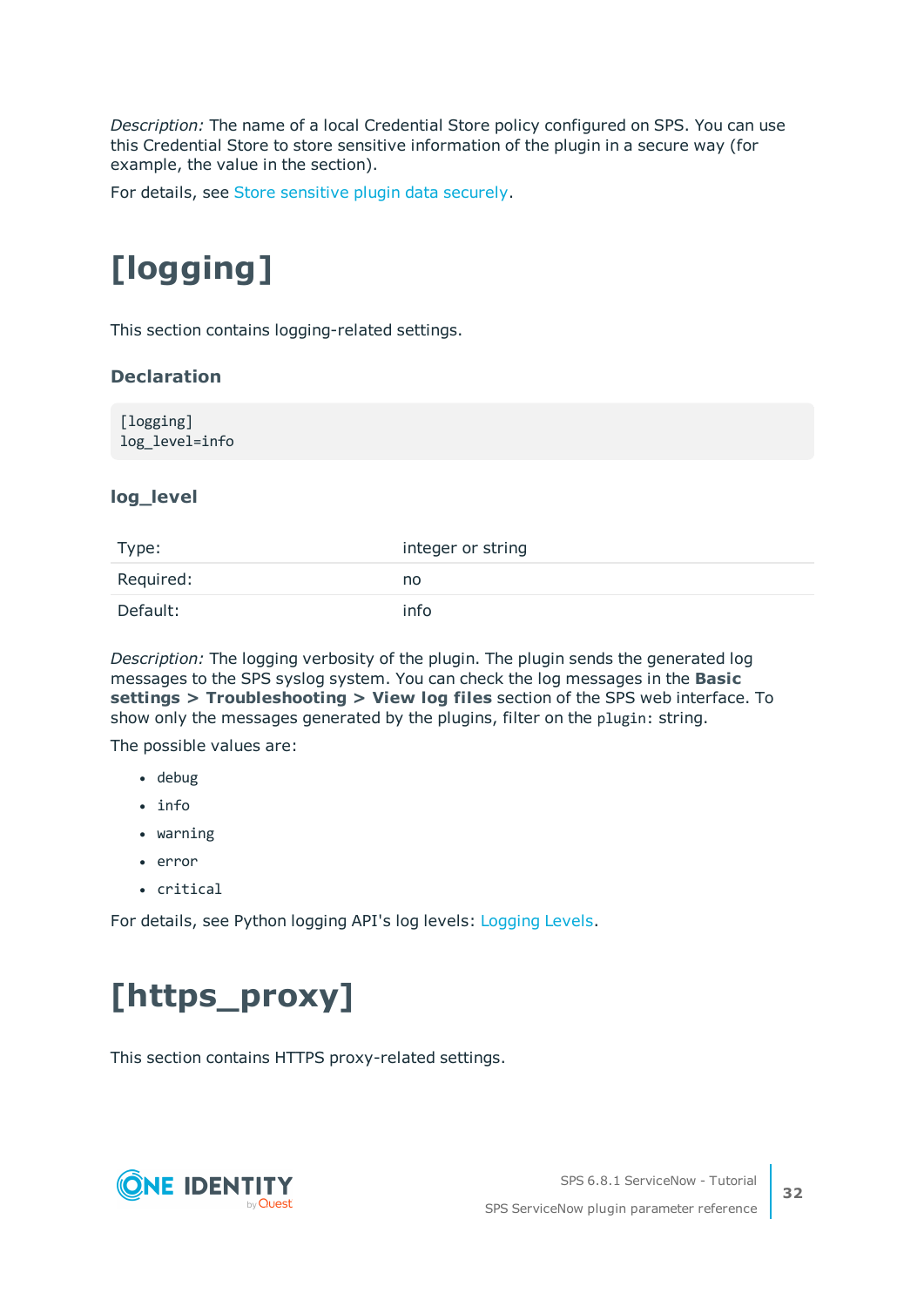*Description:* The name of a local Credential Store policy configured on SPS. You can use this Credential Store to store sensitive information of the plugin in a secure way (for example, the value in the section).

For details, see Store sensitive plugin data securely.

# [logging]

This section contains logging-related settings.

### Declaration

```
[logging]
log_level=info
```

### log_level

| Type: | integer or string |
|---|---|
| Required: | no |
| Default: | info |

*Description:* The logging verbosity of the plugin. The plugin sends the generated log messages to the SPS syslog system. You can check the log messages in the **Basic settings > Troubleshooting > View log files** section of the SPS web interface. To show only the messages generated by the plugins, filter on the `plugin:` string.

The possible values are:

- `debug`
- `info`
- `warning`
- `error`
- `critical`

For details, see Python logging API's log levels: Logging Levels.

# [https_proxy]

This section contains HTTPS proxy-related settings.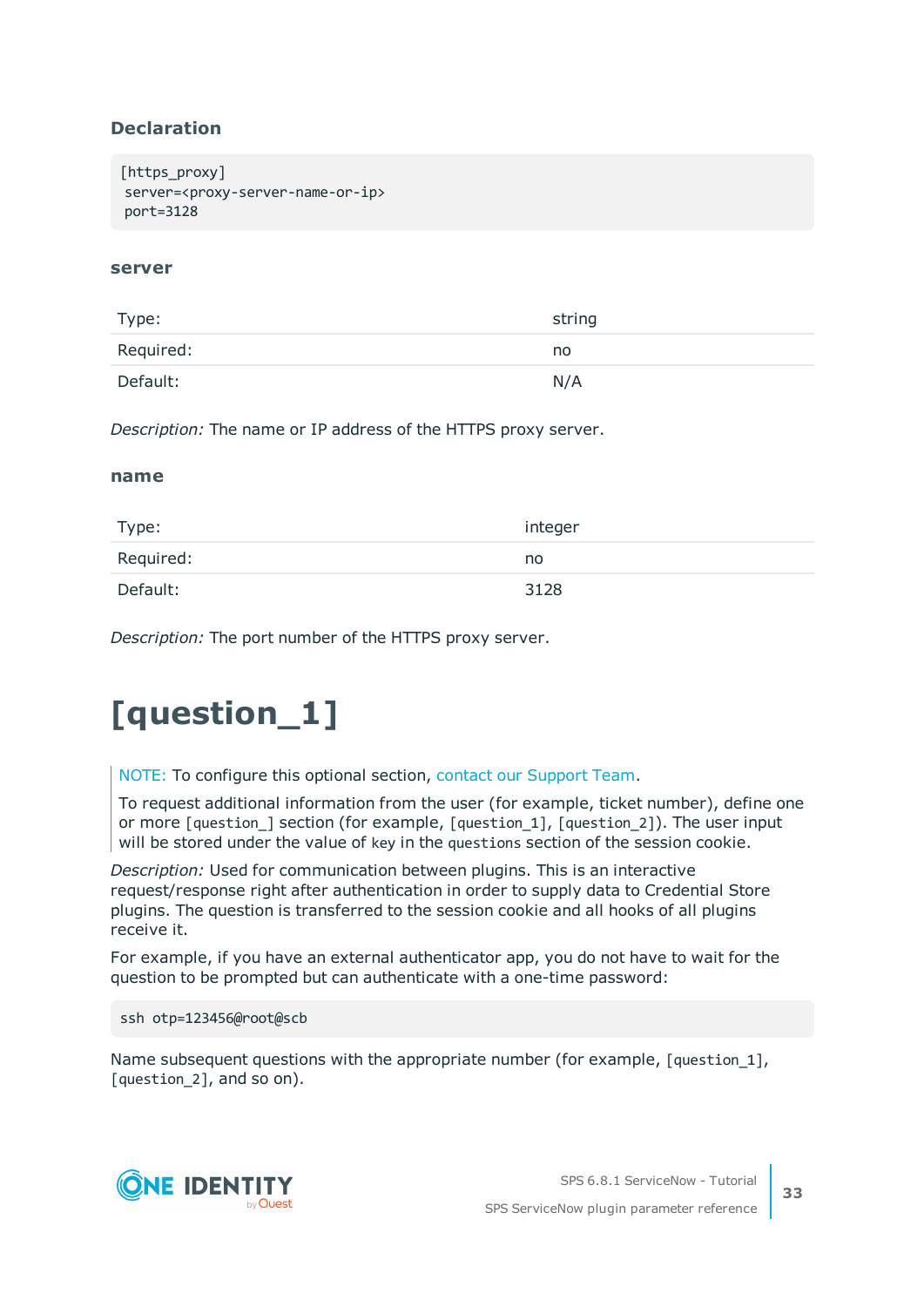### Declaration

```
[https_proxy]
 server=<proxy-server-name-or-ip>
 port=3128
```

#### server

| Type: | string |
|---|---|
| Required: | no |
| Default: | N/A |

*Description:* The name or IP address of the HTTPS proxy server.

#### name

| Type: | integer |
|---|---|
| Required: | no |
| Default: | 3128 |

*Description:* The port number of the HTTPS proxy server.

# [question_1]

> NOTE: To configure this optional section, contact our Support Team.
>
> To request additional information from the user (for example, ticket number), define one or more `[question_]` section (for example, `[question_1]`, `[question_2]`). The user input will be stored under the value of `key` in the `questions` section of the session cookie.

*Description:* Used for communication between plugins. This is an interactive request/response right after authentication in order to supply data to Credential Store plugins. The question is transferred to the session cookie and all hooks of all plugins receive it.

For example, if you have an external authenticator app, you do not have to wait for the question to be prompted but can authenticate with a one-time password:

```
ssh otp=123456@root@scb
```

Name subsequent questions with the appropriate number (for example, `[question_1]`, `[question_2]`, and so on).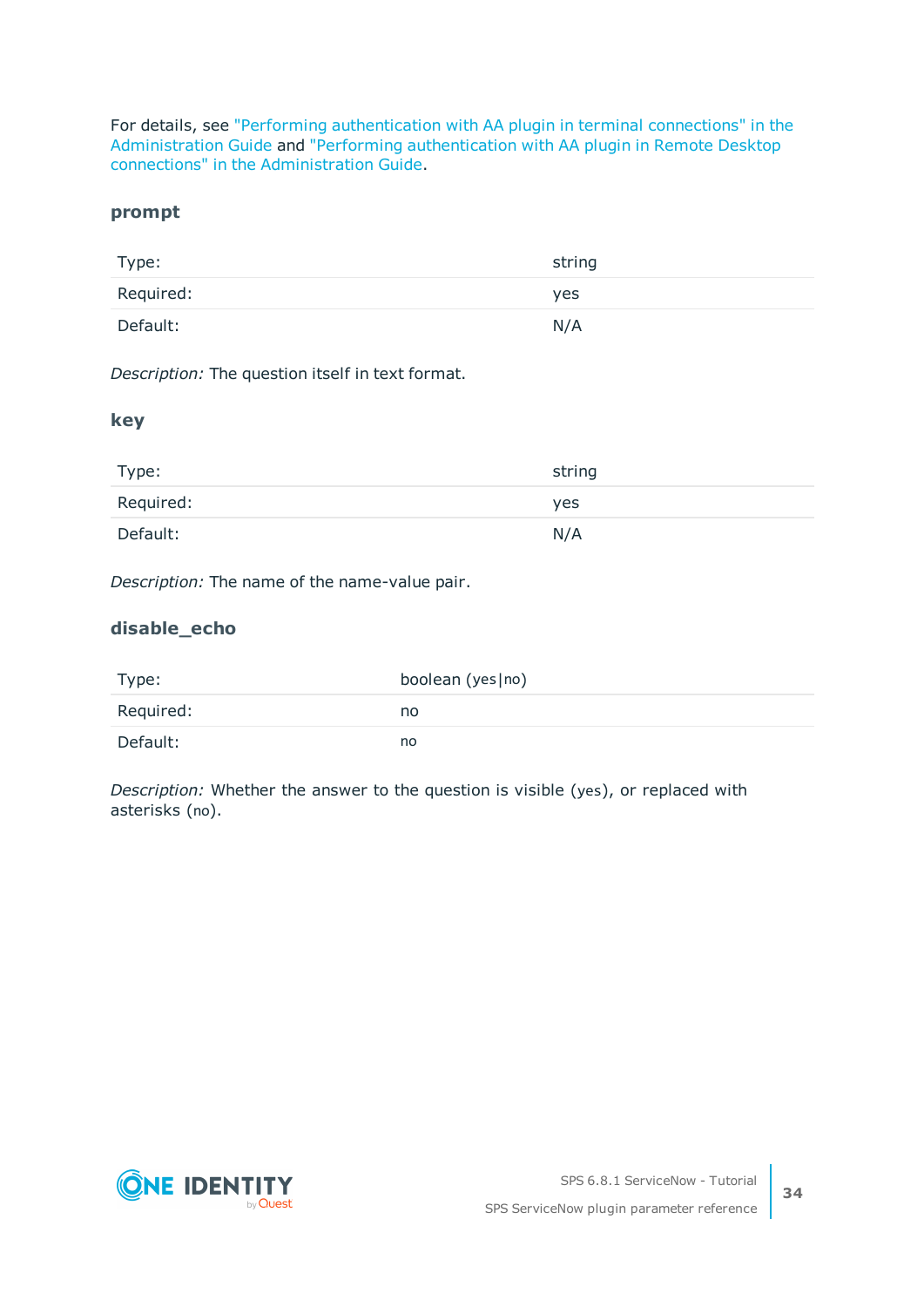For details, see "Performing authentication with AA plugin in terminal connections" in the Administration Guide and "Performing authentication with AA plugin in Remote Desktop connections" in the Administration Guide.

### prompt

| | |
|---|---|
| Type: | string |
| Required: | yes |
| Default: | N/A |

*Description:* The question itself in text format.

### key

| | |
|---|---|
| Type: | string |
| Required: | yes |
| Default: | N/A |

*Description:* The name of the name-value pair.

### disable_echo

| | |
|---|---|
| Type: | boolean (yes\|no) |
| Required: | no |
| Default: | no |

*Description:* Whether the answer to the question is visible (yes), or replaced with asterisks (no).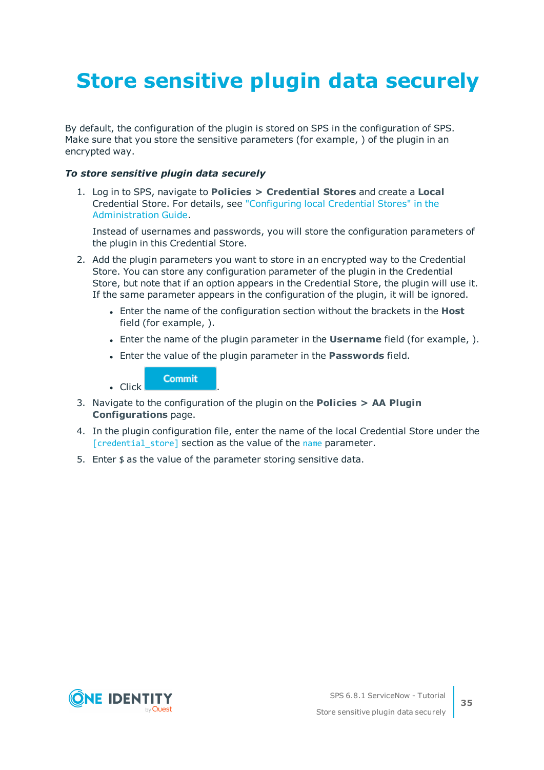# Store sensitive plugin data securely

By default, the configuration of the plugin is stored on SPS in the configuration of SPS. Make sure that you store the sensitive parameters (for example, ) of the plugin in an encrypted way.

***To store sensitive plugin data securely***

1. Log in to SPS, navigate to **Policies > Credential Stores** and create a **Local** Credential Store. For details, see "Configuring local Credential Stores" in the Administration Guide.

   Instead of usernames and passwords, you will store the configuration parameters of the plugin in this Credential Store.

2. Add the plugin parameters you want to store in an encrypted way to the Credential Store. You can store any configuration parameter of the plugin in the Credential Store, but note that if an option appears in the Credential Store, the plugin will use it. If the same parameter appears in the configuration of the plugin, it will be ignored.

   - Enter the name of the configuration section without the brackets in the **Host** field (for example, ).
   - Enter the name of the plugin parameter in the **Username** field (for example, ).
   - Enter the value of the plugin parameter in the **Passwords** field.
   - Click Commit.

3. Navigate to the configuration of the plugin on the **Policies > AA Plugin Configurations** page.

4. In the plugin configuration file, enter the name of the local Credential Store under the `[credential_store]` section as the value of the `name` parameter.

5. Enter `$` as the value of the parameter storing sensitive data.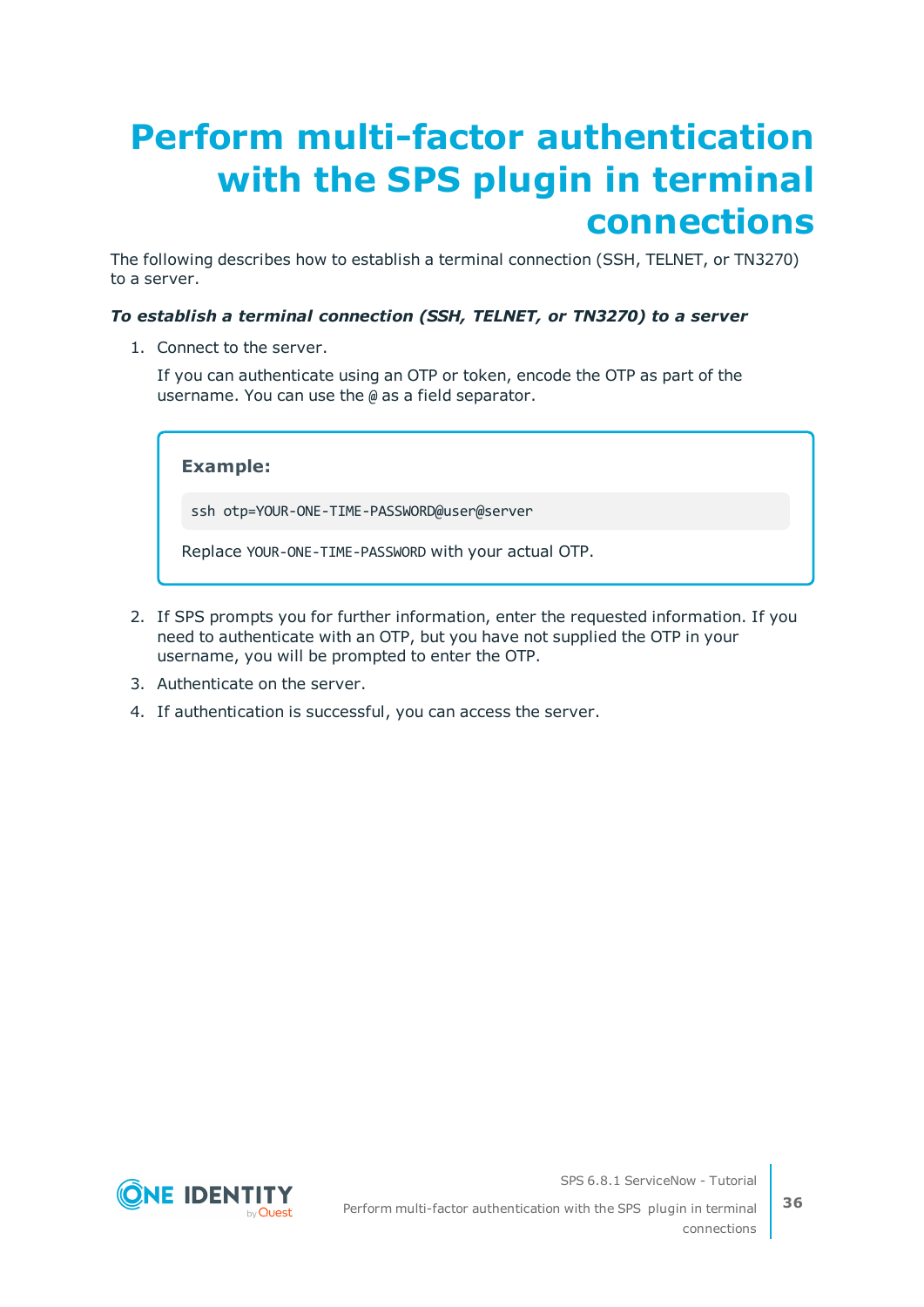# Perform multi-factor authentication with the SPS plugin in terminal connections

The following describes how to establish a terminal connection (SSH, TELNET, or TN3270) to a server.

***To establish a terminal connection (SSH, TELNET, or TN3270) to a server***

1. Connect to the server.

   If you can authenticate using an OTP or token, encode the OTP as part of the username. You can use the `@` as a field separator.

   **Example:**

   ```
   ssh otp=YOUR-ONE-TIME-PASSWORD@user@server
   ```

   Replace `YOUR-ONE-TIME-PASSWORD` with your actual OTP.

2. If SPS prompts you for further information, enter the requested information. If you need to authenticate with an OTP, but you have not supplied the OTP in your username, you will be prompted to enter the OTP.
3. Authenticate on the server.
4. If authentication is successful, you can access the server.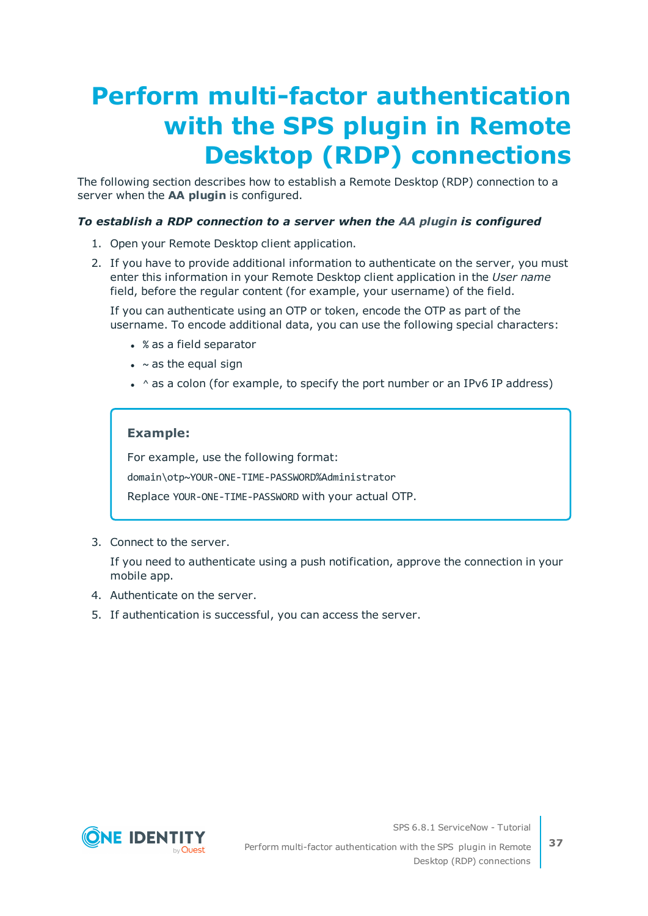# Perform multi-factor authentication with the SPS plugin in Remote Desktop (RDP) connections

The following section describes how to establish a Remote Desktop (RDP) connection to a server when the **AA plugin** is configured.

***To establish a RDP connection to a server when the AA plugin is configured***

1. Open your Remote Desktop client application.
2. If you have to provide additional information to authenticate on the server, you must enter this information in your Remote Desktop client application in the *User name* field, before the regular content (for example, your username) of the field.

   If you can authenticate using an OTP or token, encode the OTP as part of the username. To encode additional data, you can use the following special characters:

   - `%` as a field separator
   - `~` as the equal sign
   - `^` as a colon (for example, to specify the port number or an IPv6 IP address)

   > **Example:**
   >
   > For example, use the following format:
   >
   > `domain\otp~YOUR-ONE-TIME-PASSWORD%Administrator`
   >
   > Replace `YOUR-ONE-TIME-PASSWORD` with your actual OTP.

3. Connect to the server.

   If you need to authenticate using a push notification, approve the connection in your mobile app.

4. Authenticate on the server.
5. If authentication is successful, you can access the server.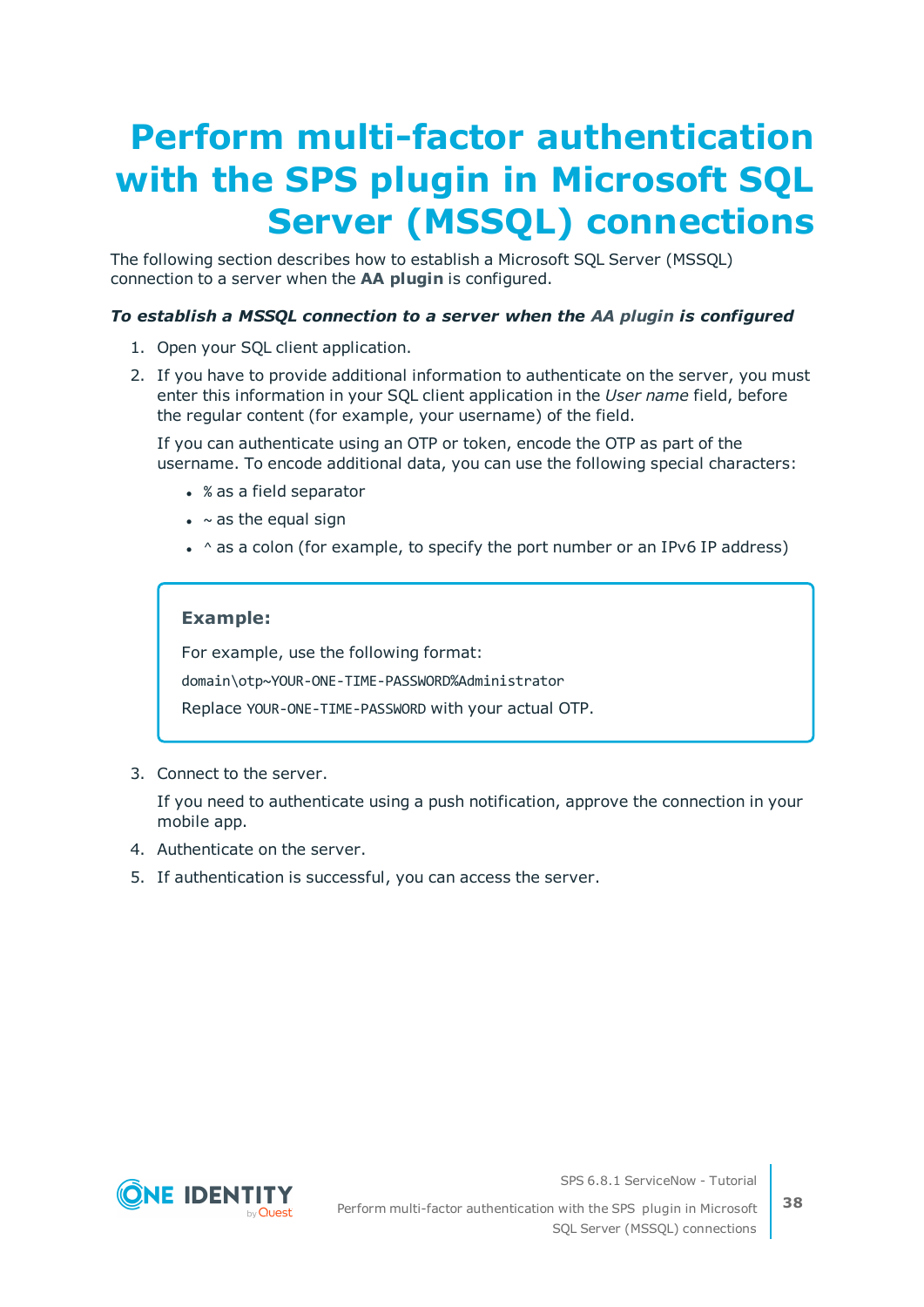# Perform multi-factor authentication with the SPS plugin in Microsoft SQL Server (MSSQL) connections

The following section describes how to establish a Microsoft SQL Server (MSSQL) connection to a server when the **AA plugin** is configured.

***To establish a MSSQL connection to a server when the AA plugin is configured***

1. Open your SQL client application.
2. If you have to provide additional information to authenticate on the server, you must enter this information in your SQL client application in the *User name* field, before the regular content (for example, your username) of the field.

   If you can authenticate using an OTP or token, encode the OTP as part of the username. To encode additional data, you can use the following special characters:

   - `%` as a field separator
   - `~` as the equal sign
   - `^` as a colon (for example, to specify the port number or an IPv6 IP address)

   > **Example:**
   >
   > For example, use the following format:
   >
   > `domain\otp~YOUR-ONE-TIME-PASSWORD%Administrator`
   >
   > Replace `YOUR-ONE-TIME-PASSWORD` with your actual OTP.

3. Connect to the server.

   If you need to authenticate using a push notification, approve the connection in your mobile app.
4. Authenticate on the server.
5. If authentication is successful, you can access the server.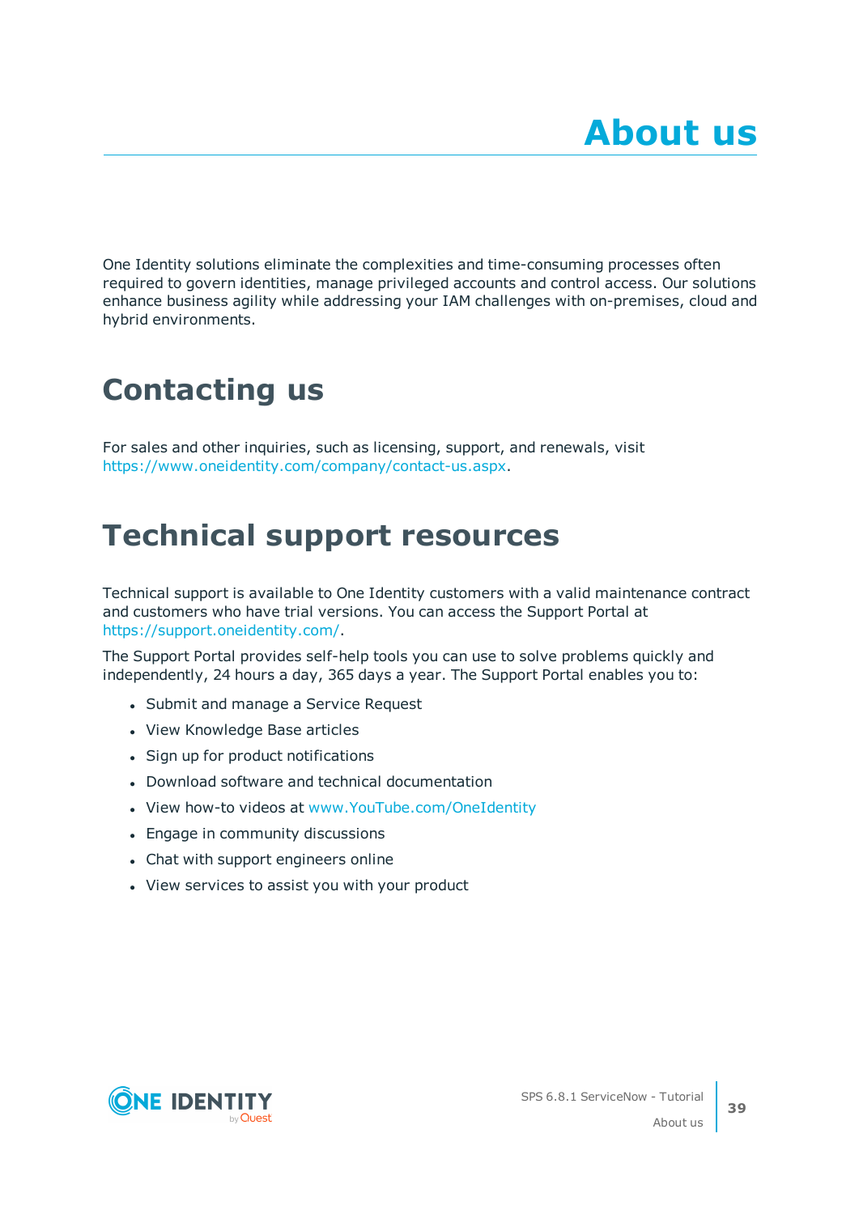# About us

One Identity solutions eliminate the complexities and time-consuming processes often required to govern identities, manage privileged accounts and control access. Our solutions enhance business agility while addressing your IAM challenges with on-premises, cloud and hybrid environments.

## Contacting us

For sales and other inquiries, such as licensing, support, and renewals, visit https://www.oneidentity.com/company/contact-us.aspx.

## Technical support resources

Technical support is available to One Identity customers with a valid maintenance contract and customers who have trial versions. You can access the Support Portal at https://support.oneidentity.com/.

The Support Portal provides self-help tools you can use to solve problems quickly and independently, 24 hours a day, 365 days a year. The Support Portal enables you to:

- Submit and manage a Service Request
- View Knowledge Base articles
- Sign up for product notifications
- Download software and technical documentation
- View how-to videos at www.YouTube.com/OneIdentity
- Engage in community discussions
- Chat with support engineers online
- View services to assist you with your product